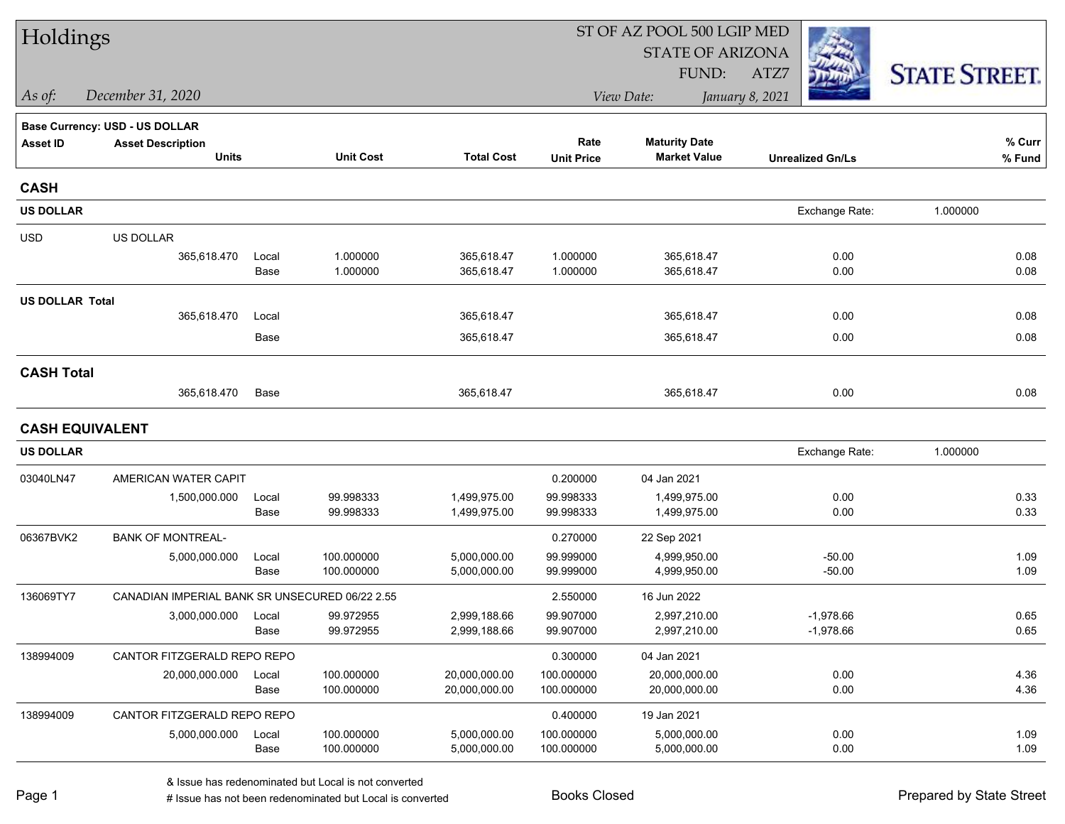# Holdings

*As of:* December 31, 2020

ST OF AZ POOL 500 LGIP MED
STATE OF ARIZONA
FUND: ATZ7
*View Date:* January 8, 2021

STATE STREET.

**Base Currency: USD - US DOLLAR**

| Asset ID | Asset Description / Units | | Unit Cost | Total Cost | Rate / Unit Price | Maturity Date / Market Value | Unrealized Gn/Ls | % Curr / % Fund |
|---|---|---|---|---|---|---|---|---|
| **CASH** | | | | | | | | |
| **US DOLLAR** | | | | | | | Exchange Rate: 1.000000 | |
| USD | US DOLLAR | | | | | | | |
| | 365,618.470 | Local | 1.000000 | 365,618.47 | 1.000000 | 365,618.47 | 0.00 | 0.08 |
| | | Base | 1.000000 | 365,618.47 | 1.000000 | 365,618.47 | 0.00 | 0.08 |
| **US DOLLAR Total** | | | | | | | | |
| | 365,618.470 | Local | | 365,618.47 | | 365,618.47 | 0.00 | 0.08 |
| | | Base | | 365,618.47 | | 365,618.47 | 0.00 | 0.08 |
| **CASH Total** | | | | | | | | |
| | 365,618.470 | Base | | 365,618.47 | | 365,618.47 | 0.00 | 0.08 |
| **CASH EQUIVALENT** | | | | | | | | |
| **US DOLLAR** | | | | | | | Exchange Rate: 1.000000 | |
| 03040LN47 | AMERICAN WATER CAPIT | | | | 0.200000 | 04 Jan 2021 | | |
| | 1,500,000.000 | Local | 99.998333 | 1,499,975.00 | 99.998333 | 1,499,975.00 | 0.00 | 0.33 |
| | | Base | 99.998333 | 1,499,975.00 | 99.998333 | 1,499,975.00 | 0.00 | 0.33 |
| 06367BVK2 | BANK OF MONTREAL- | | | | 0.270000 | 22 Sep 2021 | | |
| | 5,000,000.000 | Local | 100.000000 | 5,000,000.00 | 99.999000 | 4,999,950.00 | -50.00 | 1.09 |
| | | Base | 100.000000 | 5,000,000.00 | 99.999000 | 4,999,950.00 | -50.00 | 1.09 |
| 136069TY7 | CANADIAN IMPERIAL BANK SR UNSECURED 06/22 2.55 | | | | 2.550000 | 16 Jun 2022 | | |
| | 3,000,000.000 | Local | 99.972955 | 2,999,188.66 | 99.907000 | 2,997,210.00 | -1,978.66 | 0.65 |
| | | Base | 99.972955 | 2,999,188.66 | 99.907000 | 2,997,210.00 | -1,978.66 | 0.65 |
| 138994009 | CANTOR FITZGERALD REPO REPO | | | | 0.300000 | 04 Jan 2021 | | |
| | 20,000,000.000 | Local | 100.000000 | 20,000,000.00 | 100.000000 | 20,000,000.00 | 0.00 | 4.36 |
| | | Base | 100.000000 | 20,000,000.00 | 100.000000 | 20,000,000.00 | 0.00 | 4.36 |
| 138994009 | CANTOR FITZGERALD REPO REPO | | | | 0.400000 | 19 Jan 2021 | | |
| | 5,000,000.000 | Local | 100.000000 | 5,000,000.00 | 100.000000 | 5,000,000.00 | 0.00 | 1.09 |
| | | Base | 100.000000 | 5,000,000.00 | 100.000000 | 5,000,000.00 | 0.00 | 1.09 |

& Issue has redenominated but Local is not converted
# Issue has not been redenominated but Local is converted

Books Closed

Prepared by State Street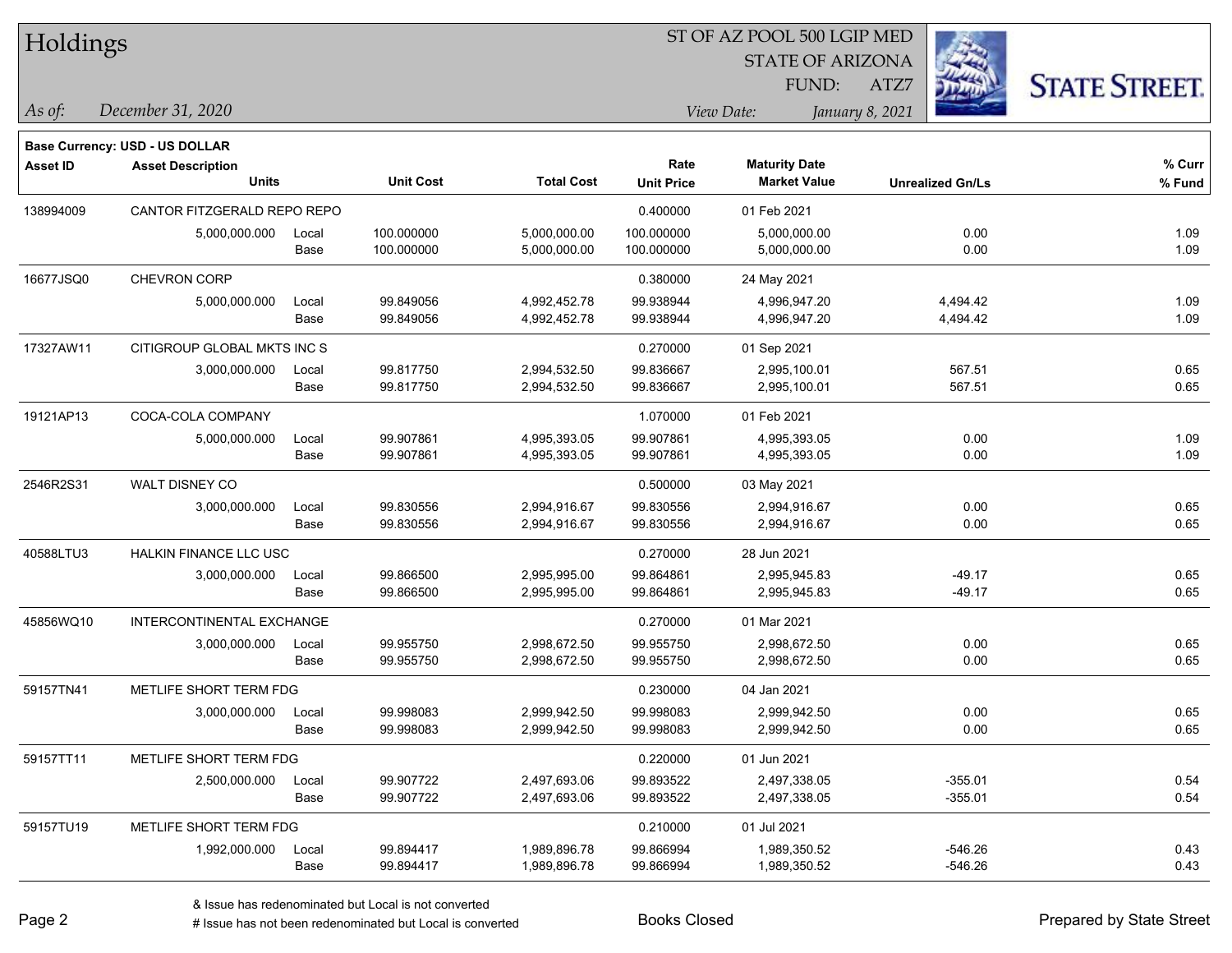# Holdings

ST OF AZ POOL 500 LGIP MED
STATE OF ARIZONA
FUND: ATZ7

*As of:* *December 31, 2020*

*View Date:* *January 8, 2021*

**Base Currency: USD - US DOLLAR**

| Asset ID | Asset Description / Units | | Unit Cost | Total Cost | Rate / Unit Price | Maturity Date / Market Value | Unrealized Gn/Ls | % Curr / % Fund |
|---|---|---|---|---|---|---|---|---|
| 138994009 | CANTOR FITZGERALD REPO REPO | | | | 0.400000 | 01 Feb 2021 | | |
| | 5,000,000.000 | Local | 100.000000 | 5,000,000.00 | 100.000000 | 5,000,000.00 | 0.00 | 1.09 |
| | | Base | 100.000000 | 5,000,000.00 | 100.000000 | 5,000,000.00 | 0.00 | 1.09 |
| 16677JSQ0 | CHEVRON CORP | | | | 0.380000 | 24 May 2021 | | |
| | 5,000,000.000 | Local | 99.849056 | 4,992,452.78 | 99.938944 | 4,996,947.20 | 4,494.42 | 1.09 |
| | | Base | 99.849056 | 4,992,452.78 | 99.938944 | 4,996,947.20 | 4,494.42 | 1.09 |
| 17327AW11 | CITIGROUP GLOBAL MKTS INC S | | | | 0.270000 | 01 Sep 2021 | | |
| | 3,000,000.000 | Local | 99.817750 | 2,994,532.50 | 99.836667 | 2,995,100.01 | 567.51 | 0.65 |
| | | Base | 99.817750 | 2,994,532.50 | 99.836667 | 2,995,100.01 | 567.51 | 0.65 |
| 19121AP13 | COCA-COLA COMPANY | | | | 1.070000 | 01 Feb 2021 | | |
| | 5,000,000.000 | Local | 99.907861 | 4,995,393.05 | 99.907861 | 4,995,393.05 | 0.00 | 1.09 |
| | | Base | 99.907861 | 4,995,393.05 | 99.907861 | 4,995,393.05 | 0.00 | 1.09 |
| 2546R2S31 | WALT DISNEY CO | | | | 0.500000 | 03 May 2021 | | |
| | 3,000,000.000 | Local | 99.830556 | 2,994,916.67 | 99.830556 | 2,994,916.67 | 0.00 | 0.65 |
| | | Base | 99.830556 | 2,994,916.67 | 99.830556 | 2,994,916.67 | 0.00 | 0.65 |
| 40588LTU3 | HALKIN FINANCE LLC USC | | | | 0.270000 | 28 Jun 2021 | | |
| | 3,000,000.000 | Local | 99.866500 | 2,995,995.00 | 99.864861 | 2,995,945.83 | -49.17 | 0.65 |
| | | Base | 99.866500 | 2,995,995.00 | 99.864861 | 2,995,945.83 | -49.17 | 0.65 |
| 45856WQ10 | INTERCONTINENTAL EXCHANGE | | | | 0.270000 | 01 Mar 2021 | | |
| | 3,000,000.000 | Local | 99.955750 | 2,998,672.50 | 99.955750 | 2,998,672.50 | 0.00 | 0.65 |
| | | Base | 99.955750 | 2,998,672.50 | 99.955750 | 2,998,672.50 | 0.00 | 0.65 |
| 59157TN41 | METLIFE SHORT TERM FDG | | | | 0.230000 | 04 Jan 2021 | | |
| | 3,000,000.000 | Local | 99.998083 | 2,999,942.50 | 99.998083 | 2,999,942.50 | 0.00 | 0.65 |
| | | Base | 99.998083 | 2,999,942.50 | 99.998083 | 2,999,942.50 | 0.00 | 0.65 |
| 59157TT11 | METLIFE SHORT TERM FDG | | | | 0.220000 | 01 Jun 2021 | | |
| | 2,500,000.000 | Local | 99.907722 | 2,497,693.06 | 99.893522 | 2,497,338.05 | -355.01 | 0.54 |
| | | Base | 99.907722 | 2,497,693.06 | 99.893522 | 2,497,338.05 | -355.01 | 0.54 |
| 59157TU19 | METLIFE SHORT TERM FDG | | | | 0.210000 | 01 Jul 2021 | | |
| | 1,992,000.000 | Local | 99.894417 | 1,989,896.78 | 99.866994 | 1,989,350.52 | -546.26 | 0.43 |
| | | Base | 99.894417 | 1,989,896.78 | 99.866994 | 1,989,350.52 | -546.26 | 0.43 |

& Issue has redenominated but Local is not converted
# Issue has not been redenominated but Local is converted

Books Closed

Prepared by State Street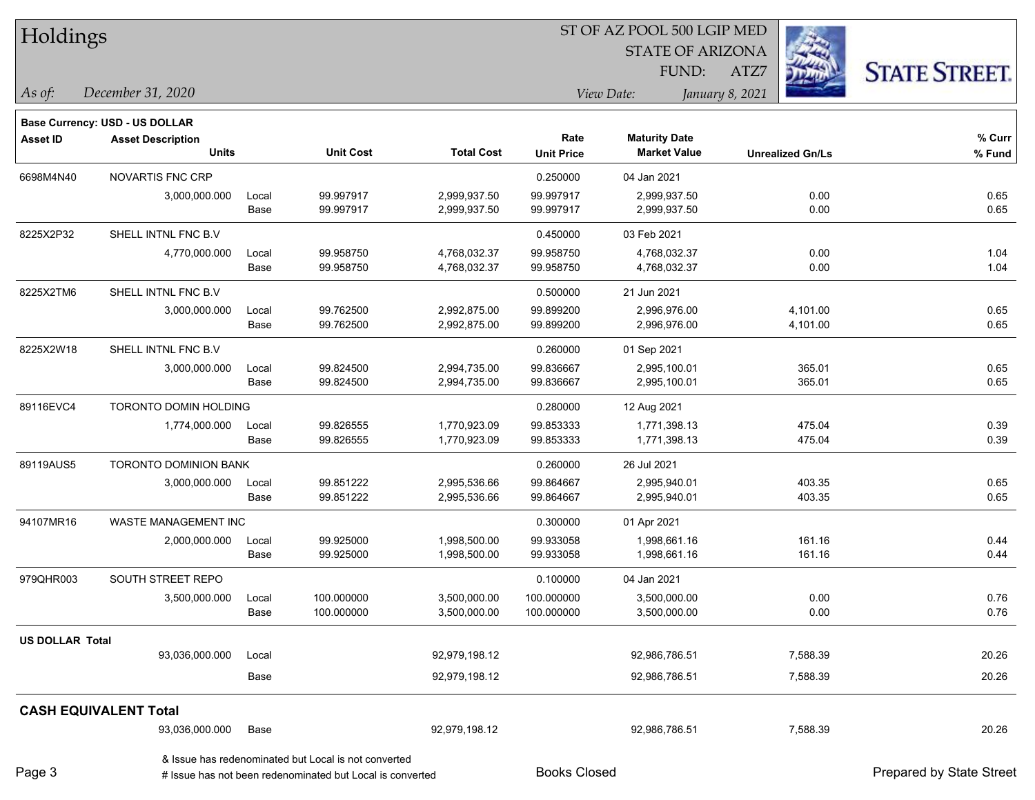# Holdings

ST OF AZ POOL 500 LGIP MED
STATE OF ARIZONA
FUND: ATZ7

*As of: December 31, 2020*

*View Date: January 8, 2021*

STATE STREET.

**Base Currency: USD - US DOLLAR**

| Asset ID | Asset Description / Units | | Unit Cost | Total Cost | Rate / Unit Price | Maturity Date / Market Value | Unrealized Gn/Ls | % Curr / % Fund |
|---|---|---|---|---|---|---|---|---|
| 6698M4N40 | NOVARTIS FNC CRP | | | | 0.250000 | 04 Jan 2021 | | |
| | 3,000,000.000 | Local | 99.997917 | 2,999,937.50 | 99.997917 | 2,999,937.50 | 0.00 | 0.65 |
| | | Base | 99.997917 | 2,999,937.50 | 99.997917 | 2,999,937.50 | 0.00 | 0.65 |
| 8225X2P32 | SHELL INTNL FNC B.V | | | | 0.450000 | 03 Feb 2021 | | |
| | 4,770,000.000 | Local | 99.958750 | 4,768,032.37 | 99.958750 | 4,768,032.37 | 0.00 | 1.04 |
| | | Base | 99.958750 | 4,768,032.37 | 99.958750 | 4,768,032.37 | 0.00 | 1.04 |
| 8225X2TM6 | SHELL INTNL FNC B.V | | | | 0.500000 | 21 Jun 2021 | | |
| | 3,000,000.000 | Local | 99.762500 | 2,992,875.00 | 99.899200 | 2,996,976.00 | 4,101.00 | 0.65 |
| | | Base | 99.762500 | 2,992,875.00 | 99.899200 | 2,996,976.00 | 4,101.00 | 0.65 |
| 8225X2W18 | SHELL INTNL FNC B.V | | | | 0.260000 | 01 Sep 2021 | | |
| | 3,000,000.000 | Local | 99.824500 | 2,994,735.00 | 99.836667 | 2,995,100.01 | 365.01 | 0.65 |
| | | Base | 99.824500 | 2,994,735.00 | 99.836667 | 2,995,100.01 | 365.01 | 0.65 |
| 89116EVC4 | TORONTO DOMIN HOLDING | | | | 0.280000 | 12 Aug 2021 | | |
| | 1,774,000.000 | Local | 99.826555 | 1,770,923.09 | 99.853333 | 1,771,398.13 | 475.04 | 0.39 |
| | | Base | 99.826555 | 1,770,923.09 | 99.853333 | 1,771,398.13 | 475.04 | 0.39 |
| 89119AUS5 | TORONTO DOMINION BANK | | | | 0.260000 | 26 Jul 2021 | | |
| | 3,000,000.000 | Local | 99.851222 | 2,995,536.66 | 99.864667 | 2,995,940.01 | 403.35 | 0.65 |
| | | Base | 99.851222 | 2,995,536.66 | 99.864667 | 2,995,940.01 | 403.35 | 0.65 |
| 94107MR16 | WASTE MANAGEMENT INC | | | | 0.300000 | 01 Apr 2021 | | |
| | 2,000,000.000 | Local | 99.925000 | 1,998,500.00 | 99.933058 | 1,998,661.16 | 161.16 | 0.44 |
| | | Base | 99.925000 | 1,998,500.00 | 99.933058 | 1,998,661.16 | 161.16 | 0.44 |
| 979QHR003 | SOUTH STREET REPO | | | | 0.100000 | 04 Jan 2021 | | |
| | 3,500,000.000 | Local | 100.000000 | 3,500,000.00 | 100.000000 | 3,500,000.00 | 0.00 | 0.76 |
| | | Base | 100.000000 | 3,500,000.00 | 100.000000 | 3,500,000.00 | 0.00 | 0.76 |
| **US DOLLAR Total** | | | | | | | | |
| | 93,036,000.000 | Local | | 92,979,198.12 | | 92,986,786.51 | 7,588.39 | 20.26 |
| | | Base | | 92,979,198.12 | | 92,986,786.51 | 7,588.39 | 20.26 |
| **CASH EQUIVALENT Total** | | | | | | | | |
| | 93,036,000.000 | Base | | 92,979,198.12 | | 92,986,786.51 | 7,588.39 | 20.26 |

& Issue has redenominated but Local is not converted
# Issue has not been redenominated but Local is converted

Books Closed

Prepared by State Street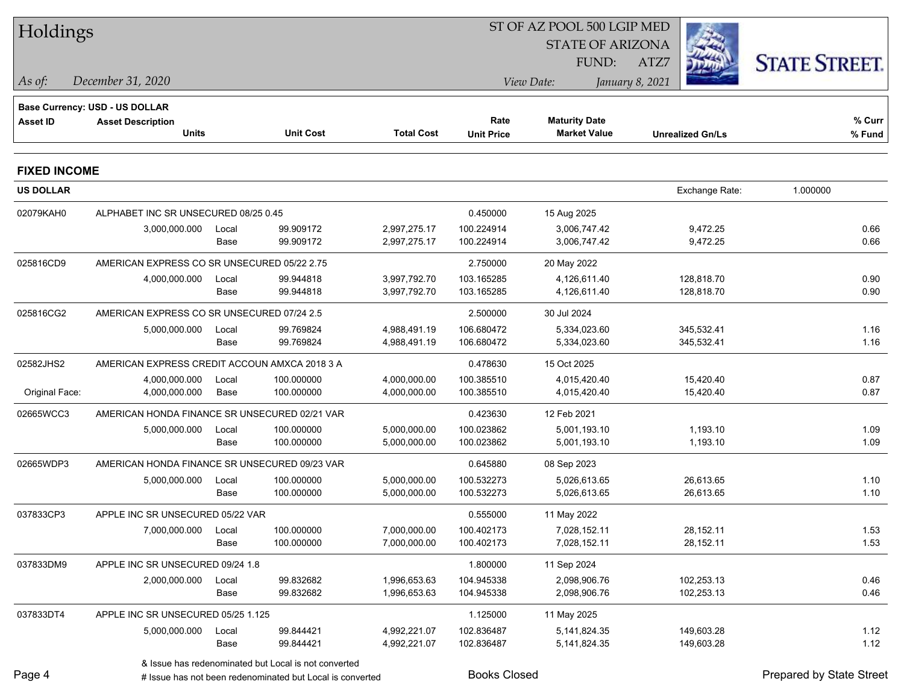# Holdings

ST OF AZ POOL 500 LGIP MED
STATE OF ARIZONA
FUND: ATZ7

*As of:* December 31, 2020
*View Date:* January 8, 2021

**Base Currency: USD - US DOLLAR**

## FIXED INCOME

**US DOLLAR** — Exchange Rate: 1.000000

| Asset ID | Asset Description / Units | | Unit Cost | Total Cost | Rate / Unit Price | Maturity Date / Market Value | Unrealized Gn/Ls | % Curr / % Fund |
|---|---|---|---|---|---|---|---|---|
| 02079KAH0 | ALPHABET INC SR UNSECURED 08/25 0.45 | | | | 0.450000 | 15 Aug 2025 | | |
| | 3,000,000.000 | Local | 99.909172 | 2,997,275.17 | 100.224914 | 3,006,747.42 | 9,472.25 | 0.66 |
| | | Base | 99.909172 | 2,997,275.17 | 100.224914 | 3,006,747.42 | 9,472.25 | 0.66 |
| 025816CD9 | AMERICAN EXPRESS CO SR UNSECURED 05/22 2.75 | | | | 2.750000 | 20 May 2022 | | |
| | 4,000,000.000 | Local | 99.944818 | 3,997,792.70 | 103.165285 | 4,126,611.40 | 128,818.70 | 0.90 |
| | | Base | 99.944818 | 3,997,792.70 | 103.165285 | 4,126,611.40 | 128,818.70 | 0.90 |
| 025816CG2 | AMERICAN EXPRESS CO SR UNSECURED 07/24 2.5 | | | | 2.500000 | 30 Jul 2024 | | |
| | 5,000,000.000 | Local | 99.769824 | 4,988,491.19 | 106.680472 | 5,334,023.60 | 345,532.41 | 1.16 |
| | | Base | 99.769824 | 4,988,491.19 | 106.680472 | 5,334,023.60 | 345,532.41 | 1.16 |
| 02582JHS2 | AMERICAN EXPRESS CREDIT ACCOUN AMXCA 2018 3 A | | | | 0.478630 | 15 Oct 2025 | | |
| | 4,000,000.000 | Local | 100.000000 | 4,000,000.00 | 100.385510 | 4,015,420.40 | 15,420.40 | 0.87 |
| Original Face: | 4,000,000.000 | Base | 100.000000 | 4,000,000.00 | 100.385510 | 4,015,420.40 | 15,420.40 | 0.87 |
| 02665WCC3 | AMERICAN HONDA FINANCE SR UNSECURED 02/21 VAR | | | | 0.423630 | 12 Feb 2021 | | |
| | 5,000,000.000 | Local | 100.000000 | 5,000,000.00 | 100.023862 | 5,001,193.10 | 1,193.10 | 1.09 |
| | | Base | 100.000000 | 5,000,000.00 | 100.023862 | 5,001,193.10 | 1,193.10 | 1.09 |
| 02665WDP3 | AMERICAN HONDA FINANCE SR UNSECURED 09/23 VAR | | | | 0.645880 | 08 Sep 2023 | | |
| | 5,000,000.000 | Local | 100.000000 | 5,000,000.00 | 100.532273 | 5,026,613.65 | 26,613.65 | 1.10 |
| | | Base | 100.000000 | 5,000,000.00 | 100.532273 | 5,026,613.65 | 26,613.65 | 1.10 |
| 037833CP3 | APPLE INC SR UNSECURED 05/22 VAR | | | | 0.555000 | 11 May 2022 | | |
| | 7,000,000.000 | Local | 100.000000 | 7,000,000.00 | 100.402173 | 7,028,152.11 | 28,152.11 | 1.53 |
| | | Base | 100.000000 | 7,000,000.00 | 100.402173 | 7,028,152.11 | 28,152.11 | 1.53 |
| 037833DM9 | APPLE INC SR UNSECURED 09/24 1.8 | | | | 1.800000 | 11 Sep 2024 | | |
| | 2,000,000.000 | Local | 99.832682 | 1,996,653.63 | 104.945338 | 2,098,906.76 | 102,253.13 | 0.46 |
| | | Base | 99.832682 | 1,996,653.63 | 104.945338 | 2,098,906.76 | 102,253.13 | 0.46 |
| 037833DT4 | APPLE INC SR UNSECURED 05/25 1.125 | | | | 1.125000 | 11 May 2025 | | |
| | 5,000,000.000 | Local | 99.844421 | 4,992,221.07 | 102.836487 | 5,141,824.35 | 149,603.28 | 1.12 |
| | | Base | 99.844421 | 4,992,221.07 | 102.836487 | 5,141,824.35 | 149,603.28 | 1.12 |

& Issue has redenominated but Local is not converted
# Issue has not been redenominated but Local is converted

Books Closed

Prepared by State Street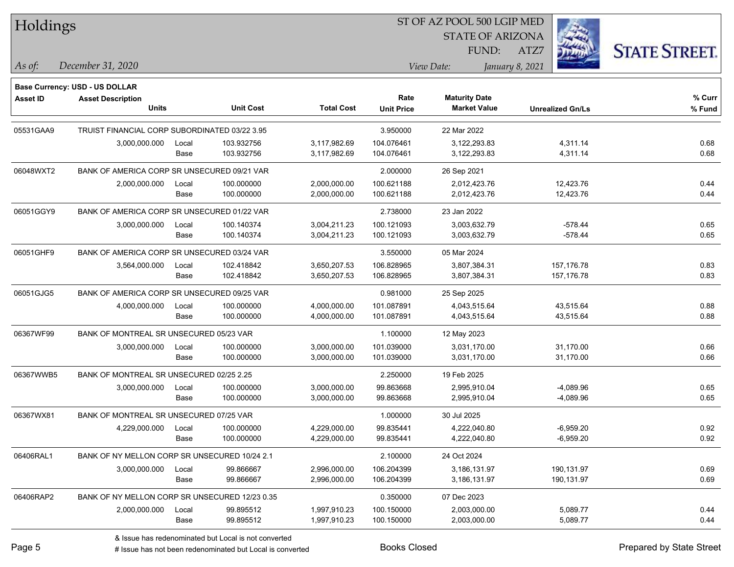# Holdings

ST OF AZ POOL 500 LGIP MED
STATE OF ARIZONA
FUND: ATZ7

*As of:* *December 31, 2020*
*View Date:* *January 8, 2021*

**Base Currency: USD - US DOLLAR**

| Asset ID | Asset Description / Units | | Unit Cost | Total Cost | Rate / Unit Price | Maturity Date / Market Value | Unrealized Gn/Ls | % Curr / % Fund |
|---|---|---|---|---|---|---|---|---|
| 05531GAA9 | TRUIST FINANCIAL CORP SUBORDINATED 03/22 3.95 | | | | 3.950000 | 22 Mar 2022 | | |
| | 3,000,000.000 | Local | 103.932756 | 3,117,982.69 | 104.076461 | 3,122,293.83 | 4,311.14 | 0.68 |
| | | Base | 103.932756 | 3,117,982.69 | 104.076461 | 3,122,293.83 | 4,311.14 | 0.68 |
| 06048WXT2 | BANK OF AMERICA CORP SR UNSECURED 09/21 VAR | | | | 2.000000 | 26 Sep 2021 | | |
| | 2,000,000.000 | Local | 100.000000 | 2,000,000.00 | 100.621188 | 2,012,423.76 | 12,423.76 | 0.44 |
| | | Base | 100.000000 | 2,000,000.00 | 100.621188 | 2,012,423.76 | 12,423.76 | 0.44 |
| 06051GGY9 | BANK OF AMERICA CORP SR UNSECURED 01/22 VAR | | | | 2.738000 | 23 Jan 2022 | | |
| | 3,000,000.000 | Local | 100.140374 | 3,004,211.23 | 100.121093 | 3,003,632.79 | -578.44 | 0.65 |
| | | Base | 100.140374 | 3,004,211.23 | 100.121093 | 3,003,632.79 | -578.44 | 0.65 |
| 06051GHF9 | BANK OF AMERICA CORP SR UNSECURED 03/24 VAR | | | | 3.550000 | 05 Mar 2024 | | |
| | 3,564,000.000 | Local | 102.418842 | 3,650,207.53 | 106.828965 | 3,807,384.31 | 157,176.78 | 0.83 |
| | | Base | 102.418842 | 3,650,207.53 | 106.828965 | 3,807,384.31 | 157,176.78 | 0.83 |
| 06051GJG5 | BANK OF AMERICA CORP SR UNSECURED 09/25 VAR | | | | 0.981000 | 25 Sep 2025 | | |
| | 4,000,000.000 | Local | 100.000000 | 4,000,000.00 | 101.087891 | 4,043,515.64 | 43,515.64 | 0.88 |
| | | Base | 100.000000 | 4,000,000.00 | 101.087891 | 4,043,515.64 | 43,515.64 | 0.88 |
| 06367WF99 | BANK OF MONTREAL SR UNSECURED 05/23 VAR | | | | 1.100000 | 12 May 2023 | | |
| | 3,000,000.000 | Local | 100.000000 | 3,000,000.00 | 101.039000 | 3,031,170.00 | 31,170.00 | 0.66 |
| | | Base | 100.000000 | 3,000,000.00 | 101.039000 | 3,031,170.00 | 31,170.00 | 0.66 |
| 06367WWB5 | BANK OF MONTREAL SR UNSECURED 02/25 2.25 | | | | 2.250000 | 19 Feb 2025 | | |
| | 3,000,000.000 | Local | 100.000000 | 3,000,000.00 | 99.863668 | 2,995,910.04 | -4,089.96 | 0.65 |
| | | Base | 100.000000 | 3,000,000.00 | 99.863668 | 2,995,910.04 | -4,089.96 | 0.65 |
| 06367WX81 | BANK OF MONTREAL SR UNSECURED 07/25 VAR | | | | 1.000000 | 30 Jul 2025 | | |
| | 4,229,000.000 | Local | 100.000000 | 4,229,000.00 | 99.835441 | 4,222,040.80 | -6,959.20 | 0.92 |
| | | Base | 100.000000 | 4,229,000.00 | 99.835441 | 4,222,040.80 | -6,959.20 | 0.92 |
| 06406RAL1 | BANK OF NY MELLON CORP SR UNSECURED 10/24 2.1 | | | | 2.100000 | 24 Oct 2024 | | |
| | 3,000,000.000 | Local | 99.866667 | 2,996,000.00 | 106.204399 | 3,186,131.97 | 190,131.97 | 0.69 |
| | | Base | 99.866667 | 2,996,000.00 | 106.204399 | 3,186,131.97 | 190,131.97 | 0.69 |
| 06406RAP2 | BANK OF NY MELLON CORP SR UNSECURED 12/23 0.35 | | | | 0.350000 | 07 Dec 2023 | | |
| | 2,000,000.000 | Local | 99.895512 | 1,997,910.23 | 100.150000 | 2,003,000.00 | 5,089.77 | 0.44 |
| | | Base | 99.895512 | 1,997,910.23 | 100.150000 | 2,003,000.00 | 5,089.77 | 0.44 |

& Issue has redenominated but Local is not converted
# Issue has not been redenominated but Local is converted

Books Closed

Prepared by State Street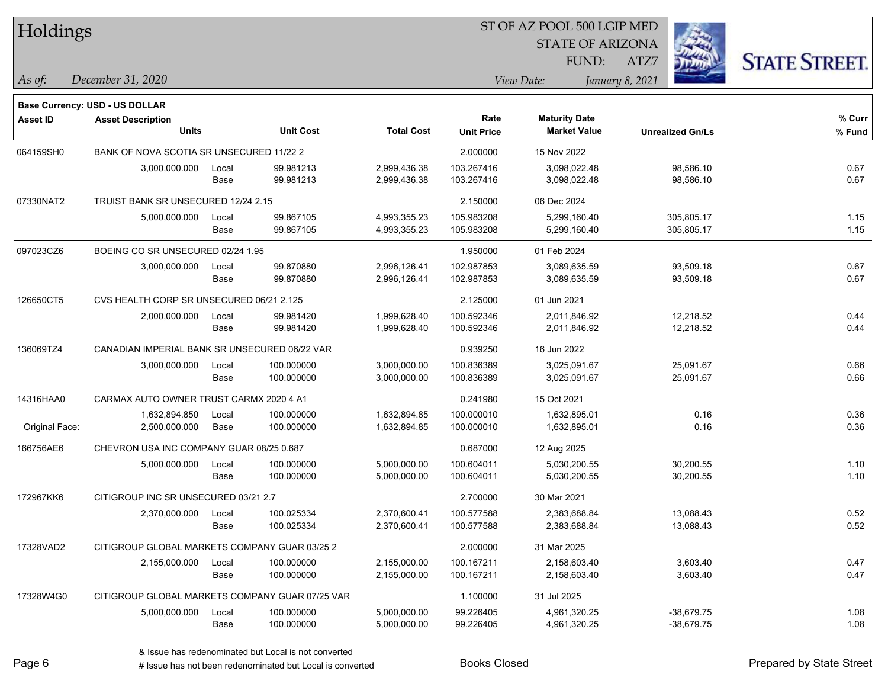# Holdings

ST OF AZ POOL 500 LGIP MED
STATE OF ARIZONA
FUND: ATZ7

*As of:* *December 31, 2020*
*View Date:* *January 8, 2021*

**Base Currency: USD - US DOLLAR**

| Asset ID | Asset Description / Units | | Unit Cost | Total Cost | Rate / Unit Price | Maturity Date / Market Value | Unrealized Gn/Ls | % Curr / % Fund |
|---|---|---|---|---|---|---|---|---|
| 064159SH0 | BANK OF NOVA SCOTIA SR UNSECURED 11/22 2 | | | | 2.000000 | 15 Nov 2022 | | |
| | 3,000,000.000 | Local | 99.981213 | 2,999,436.38 | 103.267416 | 3,098,022.48 | 98,586.10 | 0.67 |
| | | Base | 99.981213 | 2,999,436.38 | 103.267416 | 3,098,022.48 | 98,586.10 | 0.67 |
| 07330NAT2 | TRUIST BANK SR UNSECURED 12/24 2.15 | | | | 2.150000 | 06 Dec 2024 | | |
| | 5,000,000.000 | Local | 99.867105 | 4,993,355.23 | 105.983208 | 5,299,160.40 | 305,805.17 | 1.15 |
| | | Base | 99.867105 | 4,993,355.23 | 105.983208 | 5,299,160.40 | 305,805.17 | 1.15 |
| 097023CZ6 | BOEING CO SR UNSECURED 02/24 1.95 | | | | 1.950000 | 01 Feb 2024 | | |
| | 3,000,000.000 | Local | 99.870880 | 2,996,126.41 | 102.987853 | 3,089,635.59 | 93,509.18 | 0.67 |
| | | Base | 99.870880 | 2,996,126.41 | 102.987853 | 3,089,635.59 | 93,509.18 | 0.67 |
| 126650CT5 | CVS HEALTH CORP SR UNSECURED 06/21 2.125 | | | | 2.125000 | 01 Jun 2021 | | |
| | 2,000,000.000 | Local | 99.981420 | 1,999,628.40 | 100.592346 | 2,011,846.92 | 12,218.52 | 0.44 |
| | | Base | 99.981420 | 1,999,628.40 | 100.592346 | 2,011,846.92 | 12,218.52 | 0.44 |
| 136069TZ4 | CANADIAN IMPERIAL BANK SR UNSECURED 06/22 VAR | | | | 0.939250 | 16 Jun 2022 | | |
| | 3,000,000.000 | Local | 100.000000 | 3,000,000.00 | 100.836389 | 3,025,091.67 | 25,091.67 | 0.66 |
| | | Base | 100.000000 | 3,000,000.00 | 100.836389 | 3,025,091.67 | 25,091.67 | 0.66 |
| 14316HAA0 | CARMAX AUTO OWNER TRUST CARMX 2020 4 A1 | | | | 0.241980 | 15 Oct 2021 | | |
| | 1,632,894.850 | Local | 100.000000 | 1,632,894.85 | 100.000010 | 1,632,895.01 | 0.16 | 0.36 |
| Original Face: | 2,500,000.000 | Base | 100.000000 | 1,632,894.85 | 100.000010 | 1,632,895.01 | 0.16 | 0.36 |
| 166756AE6 | CHEVRON USA INC COMPANY GUAR 08/25 0.687 | | | | 0.687000 | 12 Aug 2025 | | |
| | 5,000,000.000 | Local | 100.000000 | 5,000,000.00 | 100.604011 | 5,030,200.55 | 30,200.55 | 1.10 |
| | | Base | 100.000000 | 5,000,000.00 | 100.604011 | 5,030,200.55 | 30,200.55 | 1.10 |
| 172967KK6 | CITIGROUP INC SR UNSECURED 03/21 2.7 | | | | 2.700000 | 30 Mar 2021 | | |
| | 2,370,000.000 | Local | 100.025334 | 2,370,600.41 | 100.577588 | 2,383,688.84 | 13,088.43 | 0.52 |
| | | Base | 100.025334 | 2,370,600.41 | 100.577588 | 2,383,688.84 | 13,088.43 | 0.52 |
| 17328VAD2 | CITIGROUP GLOBAL MARKETS COMPANY GUAR 03/25 2 | | | | 2.000000 | 31 Mar 2025 | | |
| | 2,155,000.000 | Local | 100.000000 | 2,155,000.00 | 100.167211 | 2,158,603.40 | 3,603.40 | 0.47 |
| | | Base | 100.000000 | 2,155,000.00 | 100.167211 | 2,158,603.40 | 3,603.40 | 0.47 |
| 17328W4G0 | CITIGROUP GLOBAL MARKETS COMPANY GUAR 07/25 VAR | | | | 1.100000 | 31 Jul 2025 | | |
| | 5,000,000.000 | Local | 100.000000 | 5,000,000.00 | 99.226405 | 4,961,320.25 | -38,679.75 | 1.08 |
| | | Base | 100.000000 | 5,000,000.00 | 99.226405 | 4,961,320.25 | -38,679.75 | 1.08 |

& Issue has redenominated but Local is not converted
# Issue has not been redenominated but Local is converted

Books Closed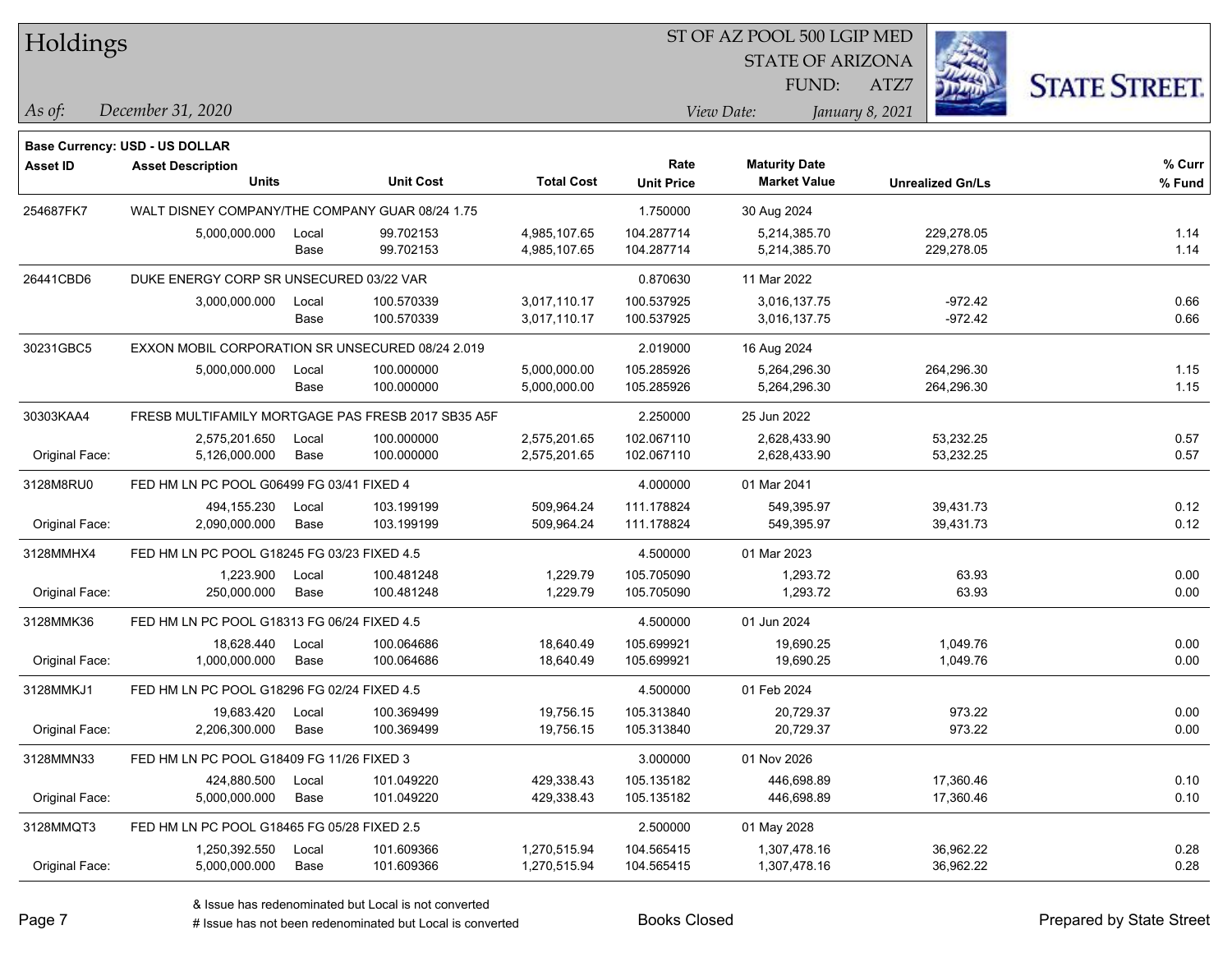# Holdings

ST OF AZ POOL 500 LGIP MED
STATE OF ARIZONA
FUND: ATZ7

*As of:* *December 31, 2020*
*View Date:* *January 8, 2021*

**Base Currency: USD - US DOLLAR**

| Asset ID | Asset Description / Units | | Unit Cost | Total Cost | Rate / Unit Price | Maturity Date / Market Value | Unrealized Gn/Ls | % Curr / % Fund |
|---|---|---|---|---|---|---|---|---|
| 254687FK7 | WALT DISNEY COMPANY/THE COMPANY GUAR 08/24 1.75 | | | | 1.750000 | 30 Aug 2024 | | |
| | 5,000,000.000 | Local | 99.702153 | 4,985,107.65 | 104.287714 | 5,214,385.70 | 229,278.05 | 1.14 |
| | | Base | 99.702153 | 4,985,107.65 | 104.287714 | 5,214,385.70 | 229,278.05 | 1.14 |
| 26441CBD6 | DUKE ENERGY CORP SR UNSECURED 03/22 VAR | | | | 0.870630 | 11 Mar 2022 | | |
| | 3,000,000.000 | Local | 100.570339 | 3,017,110.17 | 100.537925 | 3,016,137.75 | -972.42 | 0.66 |
| | | Base | 100.570339 | 3,017,110.17 | 100.537925 | 3,016,137.75 | -972.42 | 0.66 |
| 30231GBC5 | EXXON MOBIL CORPORATION SR UNSECURED 08/24 2.019 | | | | 2.019000 | 16 Aug 2024 | | |
| | 5,000,000.000 | Local | 100.000000 | 5,000,000.00 | 105.285926 | 5,264,296.30 | 264,296.30 | 1.15 |
| | | Base | 100.000000 | 5,000,000.00 | 105.285926 | 5,264,296.30 | 264,296.30 | 1.15 |
| 30303KAA4 | FRESB MULTIFAMILY MORTGAGE PAS FRESB 2017 SB35 A5F | | | | 2.250000 | 25 Jun 2022 | | |
| | 2,575,201.650 | Local | 100.000000 | 2,575,201.65 | 102.067110 | 2,628,433.90 | 53,232.25 | 0.57 |
| Original Face: | 5,126,000.000 | Base | 100.000000 | 2,575,201.65 | 102.067110 | 2,628,433.90 | 53,232.25 | 0.57 |
| 3128M8RU0 | FED HM LN PC POOL G06499 FG 03/41 FIXED 4 | | | | 4.000000 | 01 Mar 2041 | | |
| | 494,155.230 | Local | 103.199199 | 509,964.24 | 111.178824 | 549,395.97 | 39,431.73 | 0.12 |
| Original Face: | 2,090,000.000 | Base | 103.199199 | 509,964.24 | 111.178824 | 549,395.97 | 39,431.73 | 0.12 |
| 3128MMHX4 | FED HM LN PC POOL G18245 FG 03/23 FIXED 4.5 | | | | 4.500000 | 01 Mar 2023 | | |
| | 1,223.900 | Local | 100.481248 | 1,229.79 | 105.705090 | 1,293.72 | 63.93 | 0.00 |
| Original Face: | 250,000.000 | Base | 100.481248 | 1,229.79 | 105.705090 | 1,293.72 | 63.93 | 0.00 |
| 3128MMK36 | FED HM LN PC POOL G18313 FG 06/24 FIXED 4.5 | | | | 4.500000 | 01 Jun 2024 | | |
| | 18,628.440 | Local | 100.064686 | 18,640.49 | 105.699921 | 19,690.25 | 1,049.76 | 0.00 |
| Original Face: | 1,000,000.000 | Base | 100.064686 | 18,640.49 | 105.699921 | 19,690.25 | 1,049.76 | 0.00 |
| 3128MMKJ1 | FED HM LN PC POOL G18296 FG 02/24 FIXED 4.5 | | | | 4.500000 | 01 Feb 2024 | | |
| | 19,683.420 | Local | 100.369499 | 19,756.15 | 105.313840 | 20,729.37 | 973.22 | 0.00 |
| Original Face: | 2,206,300.000 | Base | 100.369499 | 19,756.15 | 105.313840 | 20,729.37 | 973.22 | 0.00 |
| 3128MMN33 | FED HM LN PC POOL G18409 FG 11/26 FIXED 3 | | | | 3.000000 | 01 Nov 2026 | | |
| | 424,880.500 | Local | 101.049220 | 429,338.43 | 105.135182 | 446,698.89 | 17,360.46 | 0.10 |
| Original Face: | 5,000,000.000 | Base | 101.049220 | 429,338.43 | 105.135182 | 446,698.89 | 17,360.46 | 0.10 |
| 3128MMQT3 | FED HM LN PC POOL G18465 FG 05/28 FIXED 2.5 | | | | 2.500000 | 01 May 2028 | | |
| | 1,250,392.550 | Local | 101.609366 | 1,270,515.94 | 104.565415 | 1,307,478.16 | 36,962.22 | 0.28 |
| Original Face: | 5,000,000.000 | Base | 101.609366 | 1,270,515.94 | 104.565415 | 1,307,478.16 | 36,962.22 | 0.28 |

& Issue has redenominated but Local is not converted
# Issue has not been redenominated but Local is converted

Books Closed

Prepared by State Street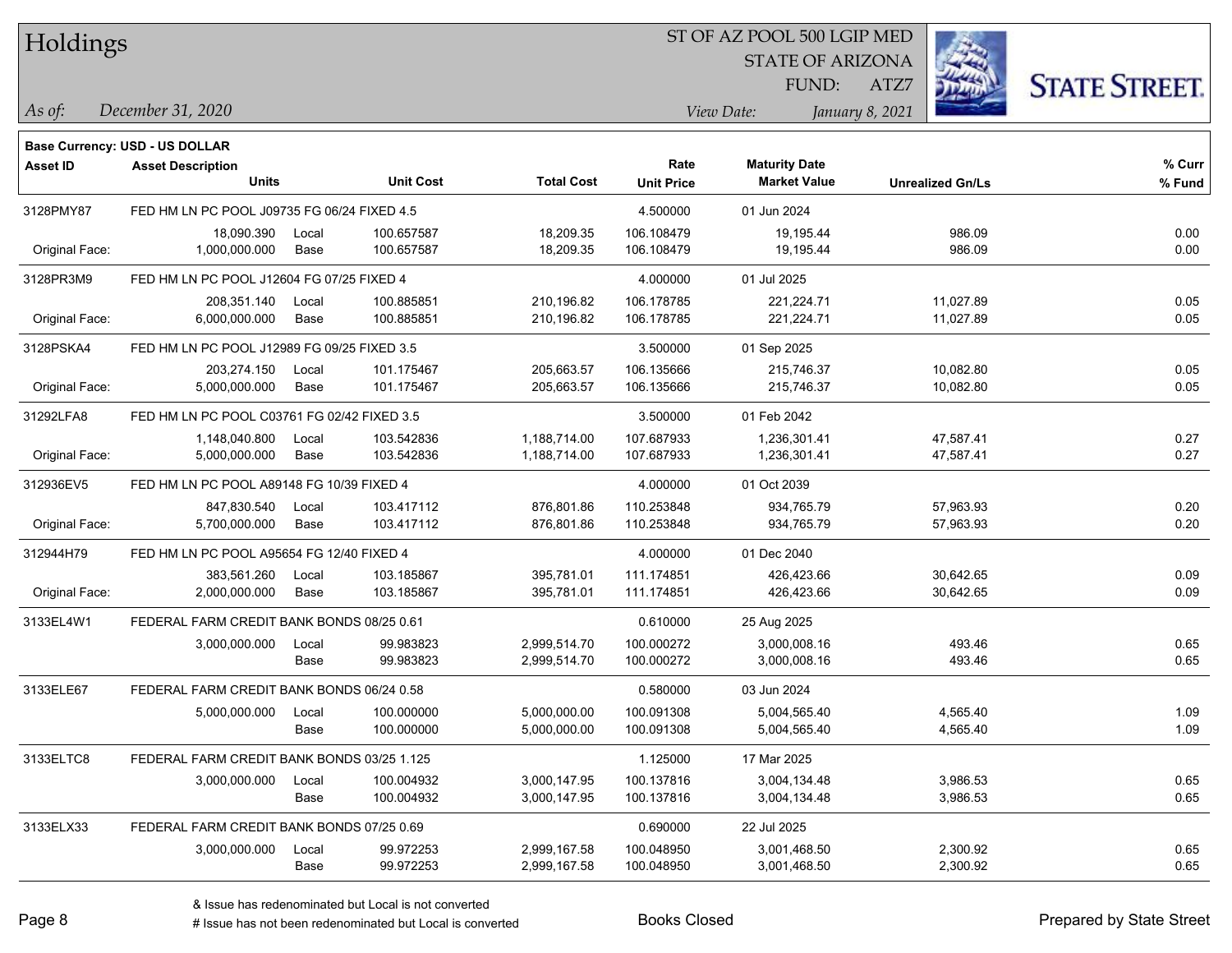# Holdings

ST OF AZ POOL 500 LGIP MED
STATE OF ARIZONA
FUND: ATZ7

*As of:* *December 31, 2020*
*View Date:* *January 8, 2021*

**Base Currency: USD - US DOLLAR**

| Asset ID | Asset Description / Units | | Unit Cost | Total Cost | Rate / Unit Price | Maturity Date / Market Value | Unrealized Gn/Ls | % Curr / % Fund |
|---|---|---|---|---|---|---|---|---|
| 3128PMY87 | FED HM LN PC POOL J09735 FG 06/24 FIXED 4.5 | | | | 4.500000 | 01 Jun 2024 | | |
| | 18,090.390 | Local | 100.657587 | 18,209.35 | 106.108479 | 19,195.44 | 986.09 | 0.00 |
| Original Face: | 1,000,000.000 | Base | 100.657587 | 18,209.35 | 106.108479 | 19,195.44 | 986.09 | 0.00 |
| 3128PR3M9 | FED HM LN PC POOL J12604 FG 07/25 FIXED 4 | | | | 4.000000 | 01 Jul 2025 | | |
| | 208,351.140 | Local | 100.885851 | 210,196.82 | 106.178785 | 221,224.71 | 11,027.89 | 0.05 |
| Original Face: | 6,000,000.000 | Base | 100.885851 | 210,196.82 | 106.178785 | 221,224.71 | 11,027.89 | 0.05 |
| 3128PSKA4 | FED HM LN PC POOL J12989 FG 09/25 FIXED 3.5 | | | | 3.500000 | 01 Sep 2025 | | |
| | 203,274.150 | Local | 101.175467 | 205,663.57 | 106.135666 | 215,746.37 | 10,082.80 | 0.05 |
| Original Face: | 5,000,000.000 | Base | 101.175467 | 205,663.57 | 106.135666 | 215,746.37 | 10,082.80 | 0.05 |
| 31292LFA8 | FED HM LN PC POOL C03761 FG 02/42 FIXED 3.5 | | | | 3.500000 | 01 Feb 2042 | | |
| | 1,148,040.800 | Local | 103.542836 | 1,188,714.00 | 107.687933 | 1,236,301.41 | 47,587.41 | 0.27 |
| Original Face: | 5,000,000.000 | Base | 103.542836 | 1,188,714.00 | 107.687933 | 1,236,301.41 | 47,587.41 | 0.27 |
| 312936EV5 | FED HM LN PC POOL A89148 FG 10/39 FIXED 4 | | | | 4.000000 | 01 Oct 2039 | | |
| | 847,830.540 | Local | 103.417112 | 876,801.86 | 110.253848 | 934,765.79 | 57,963.93 | 0.20 |
| Original Face: | 5,700,000.000 | Base | 103.417112 | 876,801.86 | 110.253848 | 934,765.79 | 57,963.93 | 0.20 |
| 312944H79 | FED HM LN PC POOL A95654 FG 12/40 FIXED 4 | | | | 4.000000 | 01 Dec 2040 | | |
| | 383,561.260 | Local | 103.185867 | 395,781.01 | 111.174851 | 426,423.66 | 30,642.65 | 0.09 |
| Original Face: | 2,000,000.000 | Base | 103.185867 | 395,781.01 | 111.174851 | 426,423.66 | 30,642.65 | 0.09 |
| 3133EL4W1 | FEDERAL FARM CREDIT BANK BONDS 08/25 0.61 | | | | 0.610000 | 25 Aug 2025 | | |
| | 3,000,000.000 | Local | 99.983823 | 2,999,514.70 | 100.000272 | 3,000,008.16 | 493.46 | 0.65 |
| | | Base | 99.983823 | 2,999,514.70 | 100.000272 | 3,000,008.16 | 493.46 | 0.65 |
| 3133ELE67 | FEDERAL FARM CREDIT BANK BONDS 06/24 0.58 | | | | 0.580000 | 03 Jun 2024 | | |
| | 5,000,000.000 | Local | 100.000000 | 5,000,000.00 | 100.091308 | 5,004,565.40 | 4,565.40 | 1.09 |
| | | Base | 100.000000 | 5,000,000.00 | 100.091308 | 5,004,565.40 | 4,565.40 | 1.09 |
| 3133ELTC8 | FEDERAL FARM CREDIT BANK BONDS 03/25 1.125 | | | | 1.125000 | 17 Mar 2025 | | |
| | 3,000,000.000 | Local | 100.004932 | 3,000,147.95 | 100.137816 | 3,004,134.48 | 3,986.53 | 0.65 |
| | | Base | 100.004932 | 3,000,147.95 | 100.137816 | 3,004,134.48 | 3,986.53 | 0.65 |
| 3133ELX33 | FEDERAL FARM CREDIT BANK BONDS 07/25 0.69 | | | | 0.690000 | 22 Jul 2025 | | |
| | 3,000,000.000 | Local | 99.972253 | 2,999,167.58 | 100.048950 | 3,001,468.50 | 2,300.92 | 0.65 |
| | | Base | 99.972253 | 2,999,167.58 | 100.048950 | 3,001,468.50 | 2,300.92 | 0.65 |

& Issue has redenominated but Local is not converted
# Issue has not been redenominated but Local is converted

Books Closed

Prepared by State Street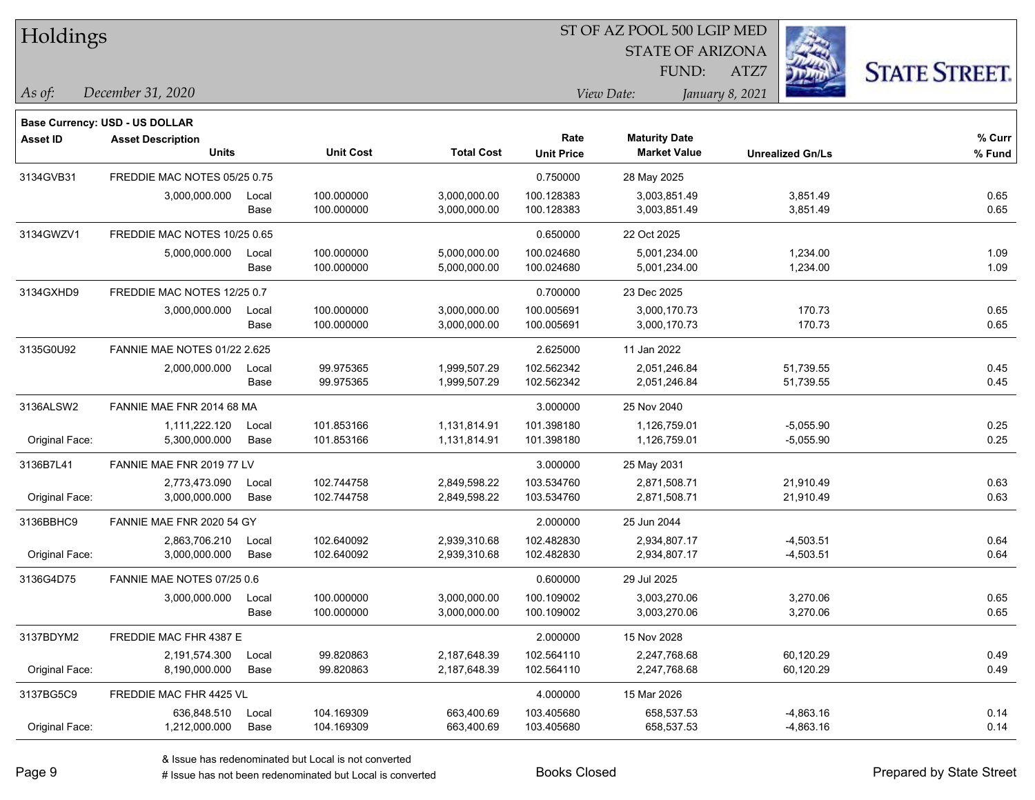# Holdings

ST OF AZ POOL 500 LGIP MED
STATE OF ARIZONA
FUND: ATZ7

*As of:* *December 31, 2020*

*View Date:* *January 8, 2021*

**Base Currency: USD - US DOLLAR**

| Asset ID | Asset Description / Units | | Unit Cost | Total Cost | Rate / Unit Price | Maturity Date / Market Value | Unrealized Gn/Ls | % Curr / % Fund |
|---|---|---|---|---|---|---|---|---|
| 3134GVB31 | FREDDIE MAC NOTES 05/25 0.75 | | | | 0.750000 | 28 May 2025 | | |
| | 3,000,000.000 | Local | 100.000000 | 3,000,000.00 | 100.128383 | 3,003,851.49 | 3,851.49 | 0.65 |
| | | Base | 100.000000 | 3,000,000.00 | 100.128383 | 3,003,851.49 | 3,851.49 | 0.65 |
| 3134GWZV1 | FREDDIE MAC NOTES 10/25 0.65 | | | | 0.650000 | 22 Oct 2025 | | |
| | 5,000,000.000 | Local | 100.000000 | 5,000,000.00 | 100.024680 | 5,001,234.00 | 1,234.00 | 1.09 |
| | | Base | 100.000000 | 5,000,000.00 | 100.024680 | 5,001,234.00 | 1,234.00 | 1.09 |
| 3134GXHD9 | FREDDIE MAC NOTES 12/25 0.7 | | | | 0.700000 | 23 Dec 2025 | | |
| | 3,000,000.000 | Local | 100.000000 | 3,000,000.00 | 100.005691 | 3,000,170.73 | 170.73 | 0.65 |
| | | Base | 100.000000 | 3,000,000.00 | 100.005691 | 3,000,170.73 | 170.73 | 0.65 |
| 3135G0U92 | FANNIE MAE NOTES 01/22 2.625 | | | | 2.625000 | 11 Jan 2022 | | |
| | 2,000,000.000 | Local | 99.975365 | 1,999,507.29 | 102.562342 | 2,051,246.84 | 51,739.55 | 0.45 |
| | | Base | 99.975365 | 1,999,507.29 | 102.562342 | 2,051,246.84 | 51,739.55 | 0.45 |
| 3136ALSW2 | FANNIE MAE FNR 2014 68 MA | | | | 3.000000 | 25 Nov 2040 | | |
| | 1,111,222.120 | Local | 101.853166 | 1,131,814.91 | 101.398180 | 1,126,759.01 | -5,055.90 | 0.25 |
| Original Face: | 5,300,000.000 | Base | 101.853166 | 1,131,814.91 | 101.398180 | 1,126,759.01 | -5,055.90 | 0.25 |
| 3136B7L41 | FANNIE MAE FNR 2019 77 LV | | | | 3.000000 | 25 May 2031 | | |
| | 2,773,473.090 | Local | 102.744758 | 2,849,598.22 | 103.534760 | 2,871,508.71 | 21,910.49 | 0.63 |
| Original Face: | 3,000,000.000 | Base | 102.744758 | 2,849,598.22 | 103.534760 | 2,871,508.71 | 21,910.49 | 0.63 |
| 3136BBHC9 | FANNIE MAE FNR 2020 54 GY | | | | 2.000000 | 25 Jun 2044 | | |
| | 2,863,706.210 | Local | 102.640092 | 2,939,310.68 | 102.482830 | 2,934,807.17 | -4,503.51 | 0.64 |
| Original Face: | 3,000,000.000 | Base | 102.640092 | 2,939,310.68 | 102.482830 | 2,934,807.17 | -4,503.51 | 0.64 |
| 3136G4D75 | FANNIE MAE NOTES 07/25 0.6 | | | | 0.600000 | 29 Jul 2025 | | |
| | 3,000,000.000 | Local | 100.000000 | 3,000,000.00 | 100.109002 | 3,003,270.06 | 3,270.06 | 0.65 |
| | | Base | 100.000000 | 3,000,000.00 | 100.109002 | 3,003,270.06 | 3,270.06 | 0.65 |
| 3137BDYM2 | FREDDIE MAC FHR 4387 E | | | | 2.000000 | 15 Nov 2028 | | |
| | 2,191,574.300 | Local | 99.820863 | 2,187,648.39 | 102.564110 | 2,247,768.68 | 60,120.29 | 0.49 |
| Original Face: | 8,190,000.000 | Base | 99.820863 | 2,187,648.39 | 102.564110 | 2,247,768.68 | 60,120.29 | 0.49 |
| 3137BG5C9 | FREDDIE MAC FHR 4425 VL | | | | 4.000000 | 15 Mar 2026 | | |
| | 636,848.510 | Local | 104.169309 | 663,400.69 | 103.405680 | 658,537.53 | -4,863.16 | 0.14 |
| Original Face: | 1,212,000.000 | Base | 104.169309 | 663,400.69 | 103.405680 | 658,537.53 | -4,863.16 | 0.14 |

& Issue has redenominated but Local is not converted
# Issue has not been redenominated but Local is converted

Books Closed

Prepared by State Street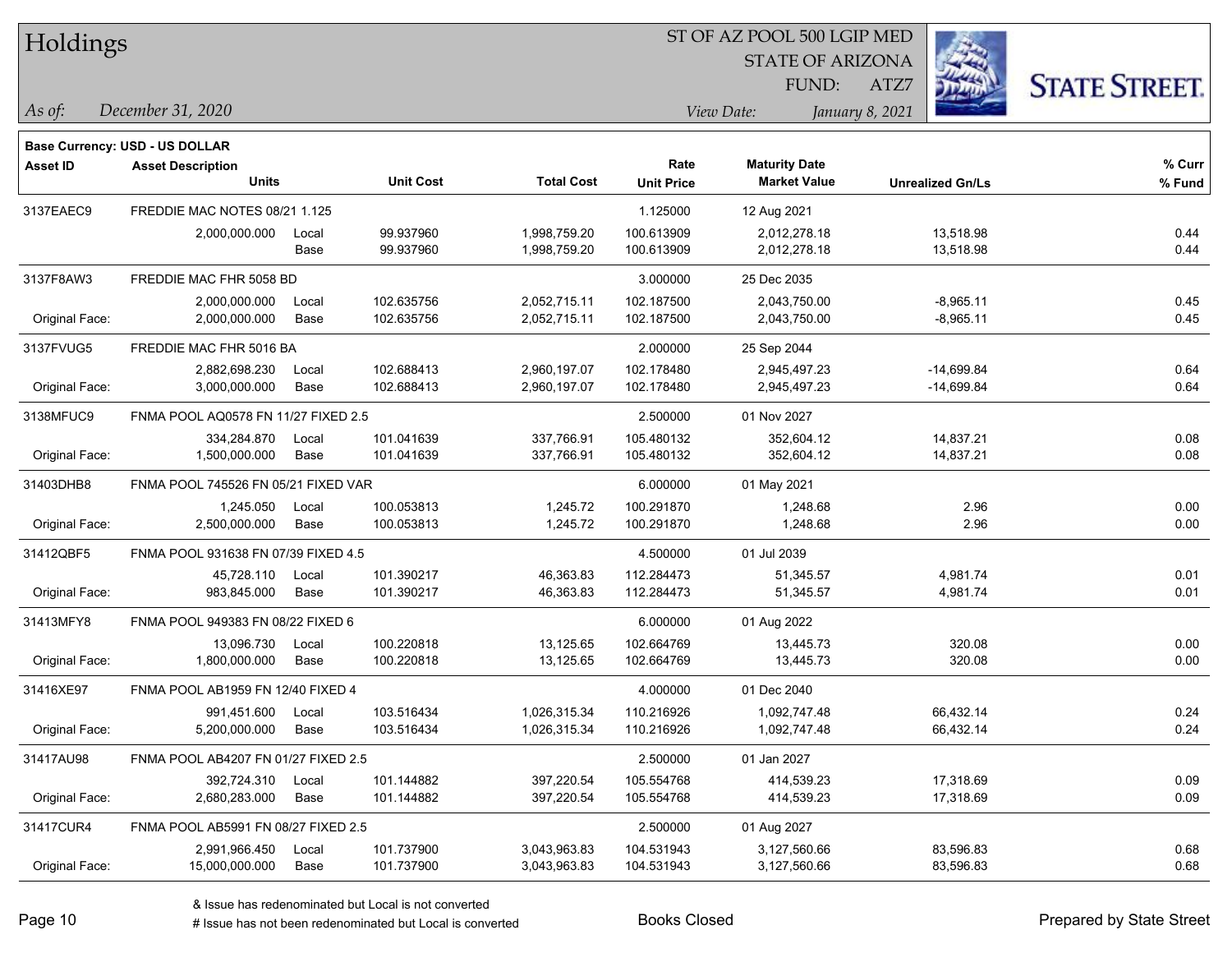# Holdings

ST OF AZ POOL 500 LGIP MED
STATE OF ARIZONA
FUND: ATZ7

*As of:* *December 31, 2020*

*View Date:* *January 8, 2021*

STATE STREET.

**Base Currency: USD - US DOLLAR**

| Asset ID | Asset Description / Units | | Unit Cost | Total Cost | Rate / Unit Price | Maturity Date / Market Value | Unrealized Gn/Ls | % Curr / % Fund |
|---|---|---|---|---|---|---|---|---|
| 3137EAEC9 | FREDDIE MAC NOTES 08/21 1.125 | | | | 1.125000 | 12 Aug 2021 | | |
| | 2,000,000.000 | Local | 99.937960 | 1,998,759.20 | 100.613909 | 2,012,278.18 | 13,518.98 | 0.44 |
| | | Base | 99.937960 | 1,998,759.20 | 100.613909 | 2,012,278.18 | 13,518.98 | 0.44 |
| 3137F8AW3 | FREDDIE MAC FHR 5058 BD | | | | 3.000000 | 25 Dec 2035 | | |
| | 2,000,000.000 | Local | 102.635756 | 2,052,715.11 | 102.187500 | 2,043,750.00 | -8,965.11 | 0.45 |
| Original Face: | 2,000,000.000 | Base | 102.635756 | 2,052,715.11 | 102.187500 | 2,043,750.00 | -8,965.11 | 0.45 |
| 3137FVUG5 | FREDDIE MAC FHR 5016 BA | | | | 2.000000 | 25 Sep 2044 | | |
| | 2,882,698.230 | Local | 102.688413 | 2,960,197.07 | 102.178480 | 2,945,497.23 | -14,699.84 | 0.64 |
| Original Face: | 3,000,000.000 | Base | 102.688413 | 2,960,197.07 | 102.178480 | 2,945,497.23 | -14,699.84 | 0.64 |
| 3138MFUC9 | FNMA POOL AQ0578 FN 11/27 FIXED 2.5 | | | | 2.500000 | 01 Nov 2027 | | |
| | 334,284.870 | Local | 101.041639 | 337,766.91 | 105.480132 | 352,604.12 | 14,837.21 | 0.08 |
| Original Face: | 1,500,000.000 | Base | 101.041639 | 337,766.91 | 105.480132 | 352,604.12 | 14,837.21 | 0.08 |
| 31403DHB8 | FNMA POOL 745526 FN 05/21 FIXED VAR | | | | 6.000000 | 01 May 2021 | | |
| | 1,245.050 | Local | 100.053813 | 1,245.72 | 100.291870 | 1,248.68 | 2.96 | 0.00 |
| Original Face: | 2,500,000.000 | Base | 100.053813 | 1,245.72 | 100.291870 | 1,248.68 | 2.96 | 0.00 |
| 31412QBF5 | FNMA POOL 931638 FN 07/39 FIXED 4.5 | | | | 4.500000 | 01 Jul 2039 | | |
| | 45,728.110 | Local | 101.390217 | 46,363.83 | 112.284473 | 51,345.57 | 4,981.74 | 0.01 |
| Original Face: | 983,845.000 | Base | 101.390217 | 46,363.83 | 112.284473 | 51,345.57 | 4,981.74 | 0.01 |
| 31413MFY8 | FNMA POOL 949383 FN 08/22 FIXED 6 | | | | 6.000000 | 01 Aug 2022 | | |
| | 13,096.730 | Local | 100.220818 | 13,125.65 | 102.664769 | 13,445.73 | 320.08 | 0.00 |
| Original Face: | 1,800,000.000 | Base | 100.220818 | 13,125.65 | 102.664769 | 13,445.73 | 320.08 | 0.00 |
| 31416XE97 | FNMA POOL AB1959 FN 12/40 FIXED 4 | | | | 4.000000 | 01 Dec 2040 | | |
| | 991,451.600 | Local | 103.516434 | 1,026,315.34 | 110.216926 | 1,092,747.48 | 66,432.14 | 0.24 |
| Original Face: | 5,200,000.000 | Base | 103.516434 | 1,026,315.34 | 110.216926 | 1,092,747.48 | 66,432.14 | 0.24 |
| 31417AU98 | FNMA POOL AB4207 FN 01/27 FIXED 2.5 | | | | 2.500000 | 01 Jan 2027 | | |
| | 392,724.310 | Local | 101.144882 | 397,220.54 | 105.554768 | 414,539.23 | 17,318.69 | 0.09 |
| Original Face: | 2,680,283.000 | Base | 101.144882 | 397,220.54 | 105.554768 | 414,539.23 | 17,318.69 | 0.09 |
| 31417CUR4 | FNMA POOL AB5991 FN 08/27 FIXED 2.5 | | | | 2.500000 | 01 Aug 2027 | | |
| | 2,991,966.450 | Local | 101.737900 | 3,043,963.83 | 104.531943 | 3,127,560.66 | 83,596.83 | 0.68 |
| Original Face: | 15,000,000.000 | Base | 101.737900 | 3,043,963.83 | 104.531943 | 3,127,560.66 | 83,596.83 | 0.68 |

& Issue has redenominated but Local is not converted
# Issue has not been redenominated but Local is converted

Books Closed

Prepared by State Street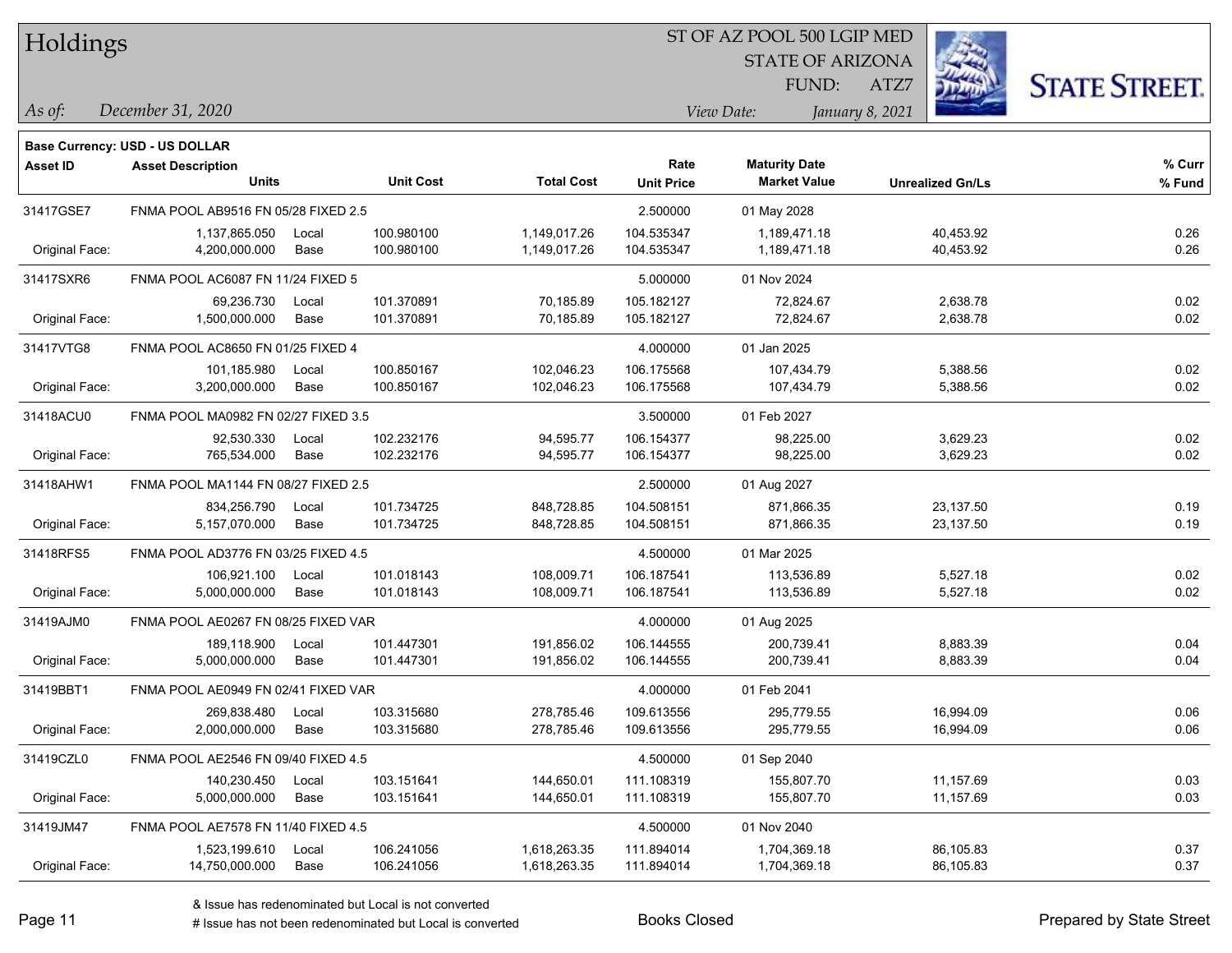# Holdings

ST OF AZ POOL 500 LGIP MED
STATE OF ARIZONA
FUND: ATZ7

*As of:* *December 31, 2020*

*View Date:* *January 8, 2021*

**Base Currency: USD - US DOLLAR**

| Asset ID | Asset Description / Units | | Unit Cost | Total Cost | Rate / Unit Price | Maturity Date / Market Value | Unrealized Gn/Ls | % Curr / % Fund |
|---|---|---|---|---|---|---|---|---|
| 31417GSE7 | FNMA POOL AB9516 FN 05/28 FIXED 2.5 | | | | 2.500000 | 01 May 2028 | | |
| | 1,137,865.050 | Local | 100.980100 | 1,149,017.26 | 104.535347 | 1,189,471.18 | 40,453.92 | 0.26 |
| Original Face: | 4,200,000.000 | Base | 100.980100 | 1,149,017.26 | 104.535347 | 1,189,471.18 | 40,453.92 | 0.26 |
| 31417SXR6 | FNMA POOL AC6087 FN 11/24 FIXED 5 | | | | 5.000000 | 01 Nov 2024 | | |
| | 69,236.730 | Local | 101.370891 | 70,185.89 | 105.182127 | 72,824.67 | 2,638.78 | 0.02 |
| Original Face: | 1,500,000.000 | Base | 101.370891 | 70,185.89 | 105.182127 | 72,824.67 | 2,638.78 | 0.02 |
| 31417VTG8 | FNMA POOL AC8650 FN 01/25 FIXED 4 | | | | 4.000000 | 01 Jan 2025 | | |
| | 101,185.980 | Local | 100.850167 | 102,046.23 | 106.175568 | 107,434.79 | 5,388.56 | 0.02 |
| Original Face: | 3,200,000.000 | Base | 100.850167 | 102,046.23 | 106.175568 | 107,434.79 | 5,388.56 | 0.02 |
| 31418ACU0 | FNMA POOL MA0982 FN 02/27 FIXED 3.5 | | | | 3.500000 | 01 Feb 2027 | | |
| | 92,530.330 | Local | 102.232176 | 94,595.77 | 106.154377 | 98,225.00 | 3,629.23 | 0.02 |
| Original Face: | 765,534.000 | Base | 102.232176 | 94,595.77 | 106.154377 | 98,225.00 | 3,629.23 | 0.02 |
| 31418AHW1 | FNMA POOL MA1144 FN 08/27 FIXED 2.5 | | | | 2.500000 | 01 Aug 2027 | | |
| | 834,256.790 | Local | 101.734725 | 848,728.85 | 104.508151 | 871,866.35 | 23,137.50 | 0.19 |
| Original Face: | 5,157,070.000 | Base | 101.734725 | 848,728.85 | 104.508151 | 871,866.35 | 23,137.50 | 0.19 |
| 31418RFS5 | FNMA POOL AD3776 FN 03/25 FIXED 4.5 | | | | 4.500000 | 01 Mar 2025 | | |
| | 106,921.100 | Local | 101.018143 | 108,009.71 | 106.187541 | 113,536.89 | 5,527.18 | 0.02 |
| Original Face: | 5,000,000.000 | Base | 101.018143 | 108,009.71 | 106.187541 | 113,536.89 | 5,527.18 | 0.02 |
| 31419AJM0 | FNMA POOL AE0267 FN 08/25 FIXED VAR | | | | 4.000000 | 01 Aug 2025 | | |
| | 189,118.900 | Local | 101.447301 | 191,856.02 | 106.144555 | 200,739.41 | 8,883.39 | 0.04 |
| Original Face: | 5,000,000.000 | Base | 101.447301 | 191,856.02 | 106.144555 | 200,739.41 | 8,883.39 | 0.04 |
| 31419BBT1 | FNMA POOL AE0949 FN 02/41 FIXED VAR | | | | 4.000000 | 01 Feb 2041 | | |
| | 269,838.480 | Local | 103.315680 | 278,785.46 | 109.613556 | 295,779.55 | 16,994.09 | 0.06 |
| Original Face: | 2,000,000.000 | Base | 103.315680 | 278,785.46 | 109.613556 | 295,779.55 | 16,994.09 | 0.06 |
| 31419CZL0 | FNMA POOL AE2546 FN 09/40 FIXED 4.5 | | | | 4.500000 | 01 Sep 2040 | | |
| | 140,230.450 | Local | 103.151641 | 144,650.01 | 111.108319 | 155,807.70 | 11,157.69 | 0.03 |
| Original Face: | 5,000,000.000 | Base | 103.151641 | 144,650.01 | 111.108319 | 155,807.70 | 11,157.69 | 0.03 |
| 31419JM47 | FNMA POOL AE7578 FN 11/40 FIXED 4.5 | | | | 4.500000 | 01 Nov 2040 | | |
| | 1,523,199.610 | Local | 106.241056 | 1,618,263.35 | 111.894014 | 1,704,369.18 | 86,105.83 | 0.37 |
| Original Face: | 14,750,000.000 | Base | 106.241056 | 1,618,263.35 | 111.894014 | 1,704,369.18 | 86,105.83 | 0.37 |

& Issue has redenominated but Local is not converted
# Issue has not been redenominated but Local is converted

Books Closed

Prepared by State Street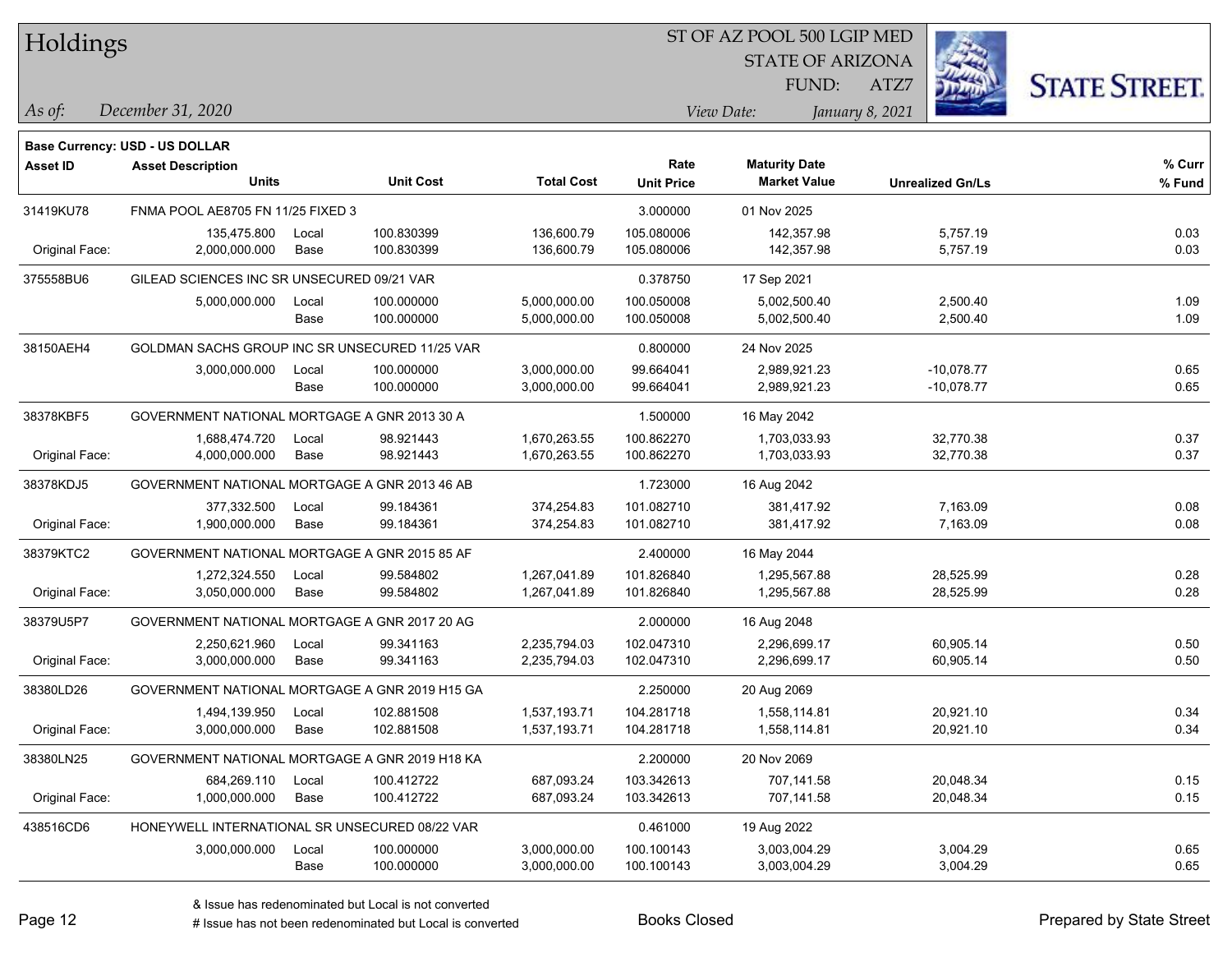# Holdings

ST OF AZ POOL 500 LGIP MED
STATE OF ARIZONA
FUND: ATZ7

*As of: December 31, 2020*

*View Date: January 8, 2021*

**Base Currency: USD - US DOLLAR**

| Asset ID | Asset Description / Units | | Unit Cost | Total Cost | Rate / Unit Price | Maturity Date / Market Value | Unrealized Gn/Ls | % Curr / % Fund |
|---|---|---|---|---|---|---|---|---|
| 31419KU78 | FNMA POOL AE8705 FN 11/25 FIXED 3 | | | | 3.000000 | 01 Nov 2025 | | |
| | 135,475.800 | Local | 100.830399 | 136,600.79 | 105.080006 | 142,357.98 | 5,757.19 | 0.03 |
| Original Face: | 2,000,000.000 | Base | 100.830399 | 136,600.79 | 105.080006 | 142,357.98 | 5,757.19 | 0.03 |
| 375558BU6 | GILEAD SCIENCES INC SR UNSECURED 09/21 VAR | | | | 0.378750 | 17 Sep 2021 | | |
| | 5,000,000.000 | Local | 100.000000 | 5,000,000.00 | 100.050008 | 5,002,500.40 | 2,500.40 | 1.09 |
| | | Base | 100.000000 | 5,000,000.00 | 100.050008 | 5,002,500.40 | 2,500.40 | 1.09 |
| 38150AEH4 | GOLDMAN SACHS GROUP INC SR UNSECURED 11/25 VAR | | | | 0.800000 | 24 Nov 2025 | | |
| | 3,000,000.000 | Local | 100.000000 | 3,000,000.00 | 99.664041 | 2,989,921.23 | -10,078.77 | 0.65 |
| | | Base | 100.000000 | 3,000,000.00 | 99.664041 | 2,989,921.23 | -10,078.77 | 0.65 |
| 38378KBF5 | GOVERNMENT NATIONAL MORTGAGE A GNR 2013 30 A | | | | 1.500000 | 16 May 2042 | | |
| | 1,688,474.720 | Local | 98.921443 | 1,670,263.55 | 100.862270 | 1,703,033.93 | 32,770.38 | 0.37 |
| Original Face: | 4,000,000.000 | Base | 98.921443 | 1,670,263.55 | 100.862270 | 1,703,033.93 | 32,770.38 | 0.37 |
| 38378KDJ5 | GOVERNMENT NATIONAL MORTGAGE A GNR 2013 46 AB | | | | 1.723000 | 16 Aug 2042 | | |
| | 377,332.500 | Local | 99.184361 | 374,254.83 | 101.082710 | 381,417.92 | 7,163.09 | 0.08 |
| Original Face: | 1,900,000.000 | Base | 99.184361 | 374,254.83 | 101.082710 | 381,417.92 | 7,163.09 | 0.08 |
| 38379KTC2 | GOVERNMENT NATIONAL MORTGAGE A GNR 2015 85 AF | | | | 2.400000 | 16 May 2044 | | |
| | 1,272,324.550 | Local | 99.584802 | 1,267,041.89 | 101.826840 | 1,295,567.88 | 28,525.99 | 0.28 |
| Original Face: | 3,050,000.000 | Base | 99.584802 | 1,267,041.89 | 101.826840 | 1,295,567.88 | 28,525.99 | 0.28 |
| 38379U5P7 | GOVERNMENT NATIONAL MORTGAGE A GNR 2017 20 AG | | | | 2.000000 | 16 Aug 2048 | | |
| | 2,250,621.960 | Local | 99.341163 | 2,235,794.03 | 102.047310 | 2,296,699.17 | 60,905.14 | 0.50 |
| Original Face: | 3,000,000.000 | Base | 99.341163 | 2,235,794.03 | 102.047310 | 2,296,699.17 | 60,905.14 | 0.50 |
| 38380LD26 | GOVERNMENT NATIONAL MORTGAGE A GNR 2019 H15 GA | | | | 2.250000 | 20 Aug 2069 | | |
| | 1,494,139.950 | Local | 102.881508 | 1,537,193.71 | 104.281718 | 1,558,114.81 | 20,921.10 | 0.34 |
| Original Face: | 3,000,000.000 | Base | 102.881508 | 1,537,193.71 | 104.281718 | 1,558,114.81 | 20,921.10 | 0.34 |
| 38380LN25 | GOVERNMENT NATIONAL MORTGAGE A GNR 2019 H18 KA | | | | 2.200000 | 20 Nov 2069 | | |
| | 684,269.110 | Local | 100.412722 | 687,093.24 | 103.342613 | 707,141.58 | 20,048.34 | 0.15 |
| Original Face: | 1,000,000.000 | Base | 100.412722 | 687,093.24 | 103.342613 | 707,141.58 | 20,048.34 | 0.15 |
| 438516CD6 | HONEYWELL INTERNATIONAL SR UNSECURED 08/22 VAR | | | | 0.461000 | 19 Aug 2022 | | |
| | 3,000,000.000 | Local | 100.000000 | 3,000,000.00 | 100.100143 | 3,003,004.29 | 3,004.29 | 0.65 |
| | | Base | 100.000000 | 3,000,000.00 | 100.100143 | 3,003,004.29 | 3,004.29 | 0.65 |

& Issue has redenominated but Local is not converted
# Issue has not been redenominated but Local is converted

Books Closed

Prepared by State Street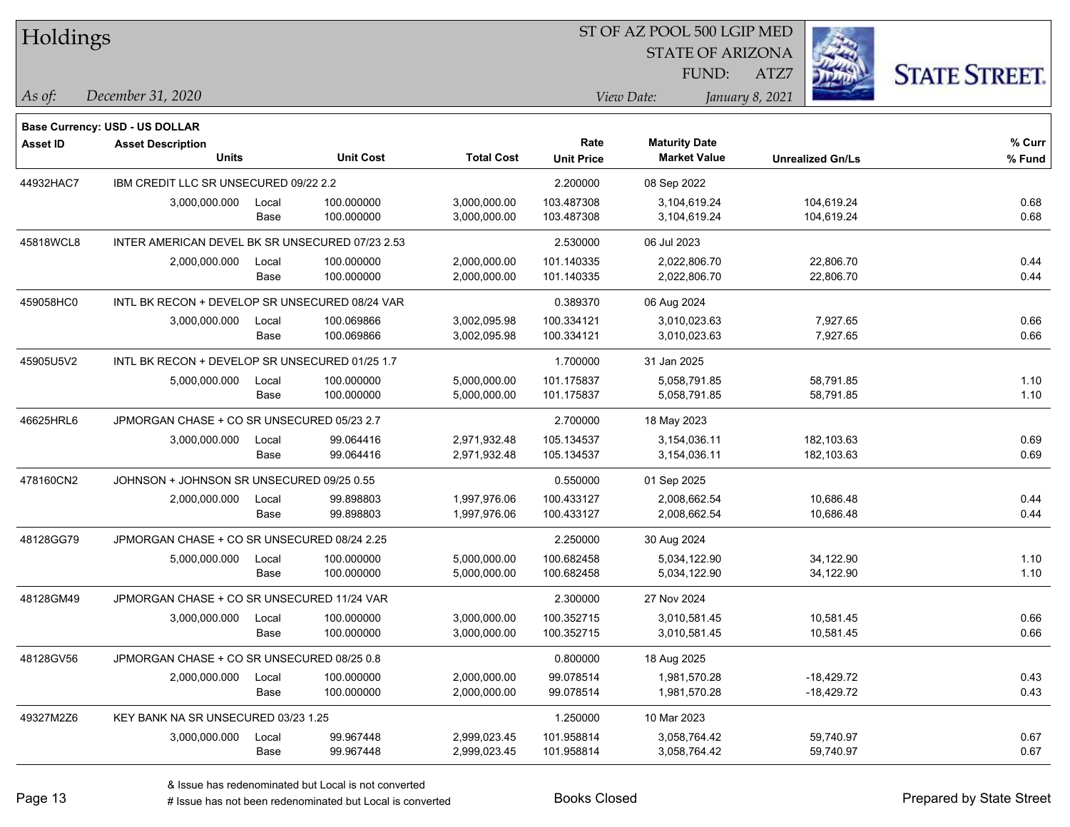# Holdings

ST OF AZ POOL 500 LGIP MED
STATE OF ARIZONA
FUND: ATZ7

*As of:* *December 31, 2020*

*View Date:* *January 8, 2021*

**Base Currency: USD - US DOLLAR**

| Asset ID | Asset Description / Units | | Unit Cost | Total Cost | Rate / Unit Price | Maturity Date / Market Value | Unrealized Gn/Ls | % Curr / % Fund |
|---|---|---|---|---|---|---|---|---|
| 44932HAC7 | IBM CREDIT LLC SR UNSECURED 09/22 2.2 | | | | 2.200000 | 08 Sep 2022 | | |
| | 3,000,000.000 | Local | 100.000000 | 3,000,000.00 | 103.487308 | 3,104,619.24 | 104,619.24 | 0.68 |
| | | Base | 100.000000 | 3,000,000.00 | 103.487308 | 3,104,619.24 | 104,619.24 | 0.68 |
| 45818WCL8 | INTER AMERICAN DEVEL BK SR UNSECURED 07/23 2.53 | | | | 2.530000 | 06 Jul 2023 | | |
| | 2,000,000.000 | Local | 100.000000 | 2,000,000.00 | 101.140335 | 2,022,806.70 | 22,806.70 | 0.44 |
| | | Base | 100.000000 | 2,000,000.00 | 101.140335 | 2,022,806.70 | 22,806.70 | 0.44 |
| 459058HC0 | INTL BK RECON + DEVELOP SR UNSECURED 08/24 VAR | | | | 0.389370 | 06 Aug 2024 | | |
| | 3,000,000.000 | Local | 100.069866 | 3,002,095.98 | 100.334121 | 3,010,023.63 | 7,927.65 | 0.66 |
| | | Base | 100.069866 | 3,002,095.98 | 100.334121 | 3,010,023.63 | 7,927.65 | 0.66 |
| 45905U5V2 | INTL BK RECON + DEVELOP SR UNSECURED 01/25 1.7 | | | | 1.700000 | 31 Jan 2025 | | |
| | 5,000,000.000 | Local | 100.000000 | 5,000,000.00 | 101.175837 | 5,058,791.85 | 58,791.85 | 1.10 |
| | | Base | 100.000000 | 5,000,000.00 | 101.175837 | 5,058,791.85 | 58,791.85 | 1.10 |
| 46625HRL6 | JPMORGAN CHASE + CO SR UNSECURED 05/23 2.7 | | | | 2.700000 | 18 May 2023 | | |
| | 3,000,000.000 | Local | 99.064416 | 2,971,932.48 | 105.134537 | 3,154,036.11 | 182,103.63 | 0.69 |
| | | Base | 99.064416 | 2,971,932.48 | 105.134537 | 3,154,036.11 | 182,103.63 | 0.69 |
| 478160CN2 | JOHNSON + JOHNSON SR UNSECURED 09/25 0.55 | | | | 0.550000 | 01 Sep 2025 | | |
| | 2,000,000.000 | Local | 99.898803 | 1,997,976.06 | 100.433127 | 2,008,662.54 | 10,686.48 | 0.44 |
| | | Base | 99.898803 | 1,997,976.06 | 100.433127 | 2,008,662.54 | 10,686.48 | 0.44 |
| 48128GG79 | JPMORGAN CHASE + CO SR UNSECURED 08/24 2.25 | | | | 2.250000 | 30 Aug 2024 | | |
| | 5,000,000.000 | Local | 100.000000 | 5,000,000.00 | 100.682458 | 5,034,122.90 | 34,122.90 | 1.10 |
| | | Base | 100.000000 | 5,000,000.00 | 100.682458 | 5,034,122.90 | 34,122.90 | 1.10 |
| 48128GM49 | JPMORGAN CHASE + CO SR UNSECURED 11/24 VAR | | | | 2.300000 | 27 Nov 2024 | | |
| | 3,000,000.000 | Local | 100.000000 | 3,000,000.00 | 100.352715 | 3,010,581.45 | 10,581.45 | 0.66 |
| | | Base | 100.000000 | 3,000,000.00 | 100.352715 | 3,010,581.45 | 10,581.45 | 0.66 |
| 48128GV56 | JPMORGAN CHASE + CO SR UNSECURED 08/25 0.8 | | | | 0.800000 | 18 Aug 2025 | | |
| | 2,000,000.000 | Local | 100.000000 | 2,000,000.00 | 99.078514 | 1,981,570.28 | -18,429.72 | 0.43 |
| | | Base | 100.000000 | 2,000,000.00 | 99.078514 | 1,981,570.28 | -18,429.72 | 0.43 |
| 49327M2Z6 | KEY BANK NA SR UNSECURED 03/23 1.25 | | | | 1.250000 | 10 Mar 2023 | | |
| | 3,000,000.000 | Local | 99.967448 | 2,999,023.45 | 101.958814 | 3,058,764.42 | 59,740.97 | 0.67 |
| | | Base | 99.967448 | 2,999,023.45 | 101.958814 | 3,058,764.42 | 59,740.97 | 0.67 |

& Issue has redenominated but Local is not converted

# Issue has not been redenominated but Local is converted

Books Closed

Prepared by State Street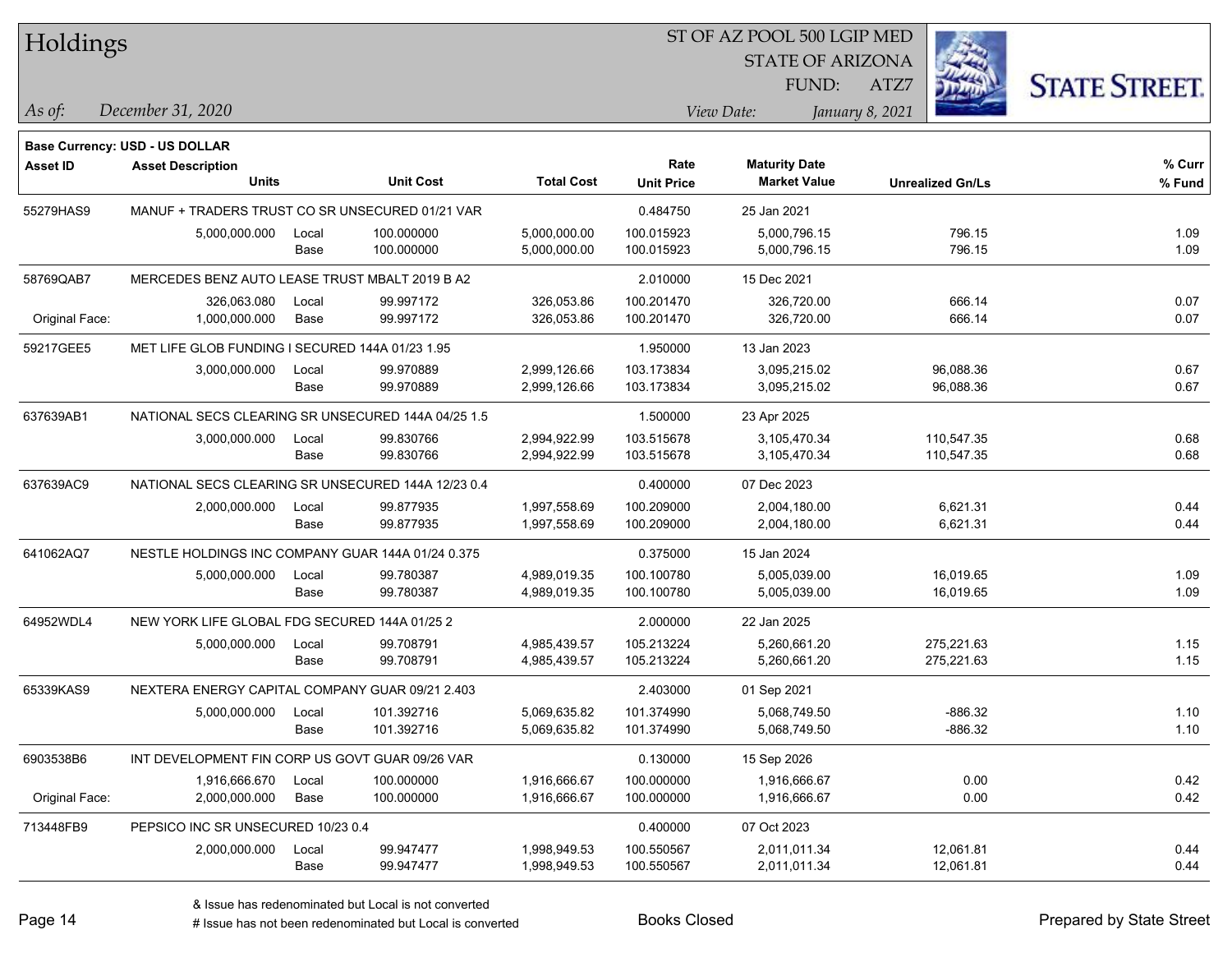# Holdings

ST OF AZ POOL 500 LGIP MED
STATE OF ARIZONA
FUND: ATZ7

*As of:* *December 31, 2020*

*View Date:* *January 8, 2021*

**Base Currency: USD - US DOLLAR**

| Asset ID | Asset Description / Units | | Unit Cost | Total Cost | Rate / Unit Price | Maturity Date / Market Value | Unrealized Gn/Ls | % Curr / % Fund |
|---|---|---|---|---|---|---|---|---|
| 55279HAS9 | MANUF + TRADERS TRUST CO SR UNSECURED 01/21 VAR | | | | 0.484750 | 25 Jan 2021 | | |
| | 5,000,000.000 | Local | 100.000000 | 5,000,000.00 | 100.015923 | 5,000,796.15 | 796.15 | 1.09 |
| | | Base | 100.000000 | 5,000,000.00 | 100.015923 | 5,000,796.15 | 796.15 | 1.09 |
| 58769QAB7 | MERCEDES BENZ AUTO LEASE TRUST MBALT 2019 B A2 | | | | 2.010000 | 15 Dec 2021 | | |
| | 326,063.080 | Local | 99.997172 | 326,053.86 | 100.201470 | 326,720.00 | 666.14 | 0.07 |
| Original Face: | 1,000,000.000 | Base | 99.997172 | 326,053.86 | 100.201470 | 326,720.00 | 666.14 | 0.07 |
| 59217GEE5 | MET LIFE GLOB FUNDING I SECURED 144A 01/23 1.95 | | | | 1.950000 | 13 Jan 2023 | | |
| | 3,000,000.000 | Local | 99.970889 | 2,999,126.66 | 103.173834 | 3,095,215.02 | 96,088.36 | 0.67 |
| | | Base | 99.970889 | 2,999,126.66 | 103.173834 | 3,095,215.02 | 96,088.36 | 0.67 |
| 637639AB1 | NATIONAL SECS CLEARING SR UNSECURED 144A 04/25 1.5 | | | | 1.500000 | 23 Apr 2025 | | |
| | 3,000,000.000 | Local | 99.830766 | 2,994,922.99 | 103.515678 | 3,105,470.34 | 110,547.35 | 0.68 |
| | | Base | 99.830766 | 2,994,922.99 | 103.515678 | 3,105,470.34 | 110,547.35 | 0.68 |
| 637639AC9 | NATIONAL SECS CLEARING SR UNSECURED 144A 12/23 0.4 | | | | 0.400000 | 07 Dec 2023 | | |
| | 2,000,000.000 | Local | 99.877935 | 1,997,558.69 | 100.209000 | 2,004,180.00 | 6,621.31 | 0.44 |
| | | Base | 99.877935 | 1,997,558.69 | 100.209000 | 2,004,180.00 | 6,621.31 | 0.44 |
| 641062AQ7 | NESTLE HOLDINGS INC COMPANY GUAR 144A 01/24 0.375 | | | | 0.375000 | 15 Jan 2024 | | |
| | 5,000,000.000 | Local | 99.780387 | 4,989,019.35 | 100.100780 | 5,005,039.00 | 16,019.65 | 1.09 |
| | | Base | 99.780387 | 4,989,019.35 | 100.100780 | 5,005,039.00 | 16,019.65 | 1.09 |
| 64952WDL4 | NEW YORK LIFE GLOBAL FDG SECURED 144A 01/25 2 | | | | 2.000000 | 22 Jan 2025 | | |
| | 5,000,000.000 | Local | 99.708791 | 4,985,439.57 | 105.213224 | 5,260,661.20 | 275,221.63 | 1.15 |
| | | Base | 99.708791 | 4,985,439.57 | 105.213224 | 5,260,661.20 | 275,221.63 | 1.15 |
| 65339KAS9 | NEXTERA ENERGY CAPITAL COMPANY GUAR 09/21 2.403 | | | | 2.403000 | 01 Sep 2021 | | |
| | 5,000,000.000 | Local | 101.392716 | 5,069,635.82 | 101.374990 | 5,068,749.50 | -886.32 | 1.10 |
| | | Base | 101.392716 | 5,069,635.82 | 101.374990 | 5,068,749.50 | -886.32 | 1.10 |
| 6903538B6 | INT DEVELOPMENT FIN CORP US GOVT GUAR 09/26 VAR | | | | 0.130000 | 15 Sep 2026 | | |
| | 1,916,666.670 | Local | 100.000000 | 1,916,666.67 | 100.000000 | 1,916,666.67 | 0.00 | 0.42 |
| Original Face: | 2,000,000.000 | Base | 100.000000 | 1,916,666.67 | 100.000000 | 1,916,666.67 | 0.00 | 0.42 |
| 713448FB9 | PEPSICO INC SR UNSECURED 10/23 0.4 | | | | 0.400000 | 07 Oct 2023 | | |
| | 2,000,000.000 | Local | 99.947477 | 1,998,949.53 | 100.550567 | 2,011,011.34 | 12,061.81 | 0.44 |
| | | Base | 99.947477 | 1,998,949.53 | 100.550567 | 2,011,011.34 | 12,061.81 | 0.44 |

& Issue has redenominated but Local is not converted
# Issue has not been redenominated but Local is converted

Books Closed

Prepared by State Street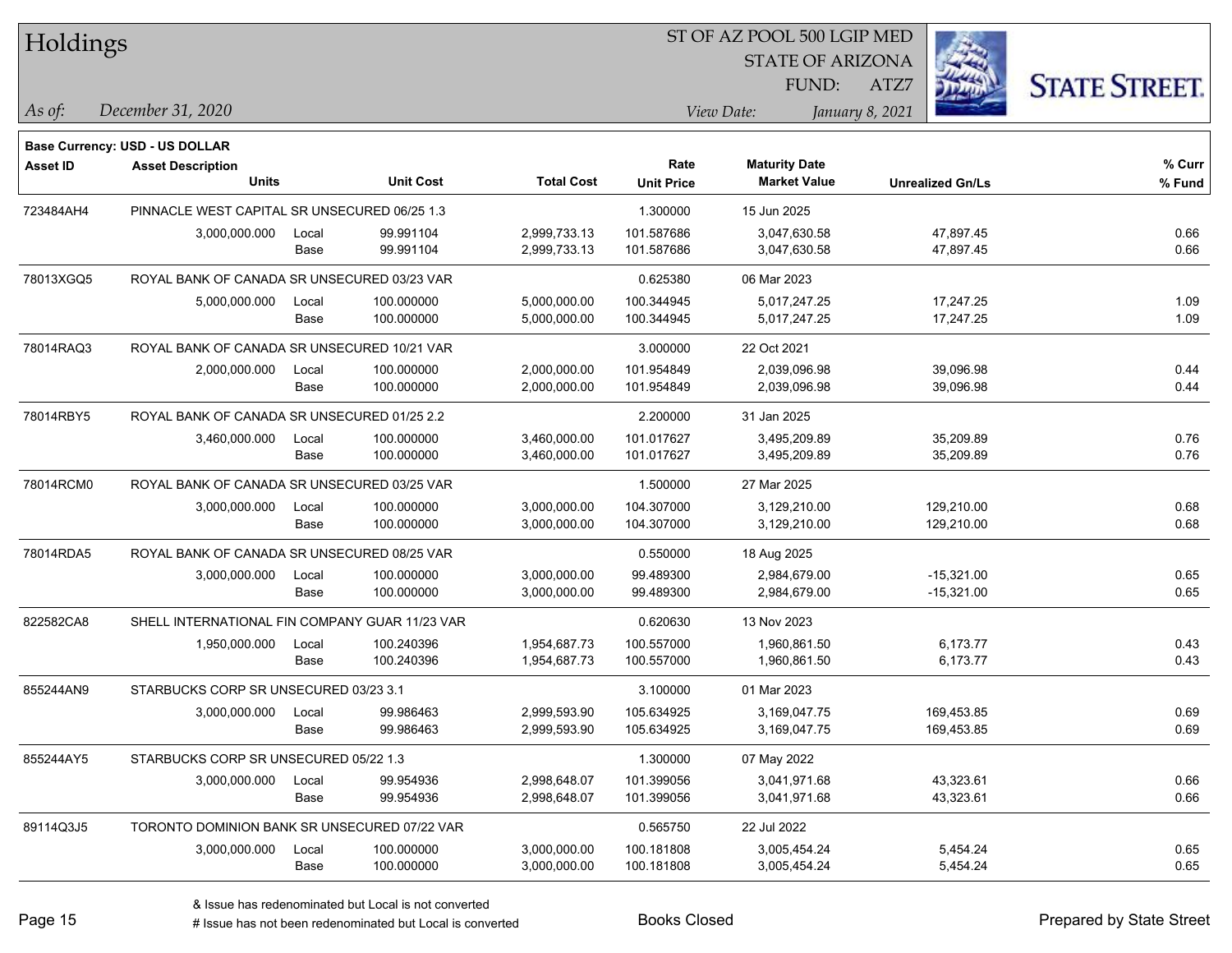# Holdings

ST OF AZ POOL 500 LGIP MED
STATE OF ARIZONA
FUND: ATZ7

*As of:* *December 31, 2020*
*View Date:* *January 8, 2021*

**Base Currency: USD - US DOLLAR**

| Asset ID | Asset Description / Units | | Unit Cost | Total Cost | Rate / Unit Price | Maturity Date / Market Value | Unrealized Gn/Ls | % Curr / % Fund |
|---|---|---|---|---|---|---|---|---|
| 723484AH4 | PINNACLE WEST CAPITAL SR UNSECURED 06/25 1.3 | | | | 1.300000 | 15 Jun 2025 | | |
| | 3,000,000.000 | Local | 99.991104 | 2,999,733.13 | 101.587686 | 3,047,630.58 | 47,897.45 | 0.66 |
| | | Base | 99.991104 | 2,999,733.13 | 101.587686 | 3,047,630.58 | 47,897.45 | 0.66 |
| 78013XGQ5 | ROYAL BANK OF CANADA SR UNSECURED 03/23 VAR | | | | 0.625380 | 06 Mar 2023 | | |
| | 5,000,000.000 | Local | 100.000000 | 5,000,000.00 | 100.344945 | 5,017,247.25 | 17,247.25 | 1.09 |
| | | Base | 100.000000 | 5,000,000.00 | 100.344945 | 5,017,247.25 | 17,247.25 | 1.09 |
| 78014RAQ3 | ROYAL BANK OF CANADA SR UNSECURED 10/21 VAR | | | | 3.000000 | 22 Oct 2021 | | |
| | 2,000,000.000 | Local | 100.000000 | 2,000,000.00 | 101.954849 | 2,039,096.98 | 39,096.98 | 0.44 |
| | | Base | 100.000000 | 2,000,000.00 | 101.954849 | 2,039,096.98 | 39,096.98 | 0.44 |
| 78014RBY5 | ROYAL BANK OF CANADA SR UNSECURED 01/25 2.2 | | | | 2.200000 | 31 Jan 2025 | | |
| | 3,460,000.000 | Local | 100.000000 | 3,460,000.00 | 101.017627 | 3,495,209.89 | 35,209.89 | 0.76 |
| | | Base | 100.000000 | 3,460,000.00 | 101.017627 | 3,495,209.89 | 35,209.89 | 0.76 |
| 78014RCM0 | ROYAL BANK OF CANADA SR UNSECURED 03/25 VAR | | | | 1.500000 | 27 Mar 2025 | | |
| | 3,000,000.000 | Local | 100.000000 | 3,000,000.00 | 104.307000 | 3,129,210.00 | 129,210.00 | 0.68 |
| | | Base | 100.000000 | 3,000,000.00 | 104.307000 | 3,129,210.00 | 129,210.00 | 0.68 |
| 78014RDA5 | ROYAL BANK OF CANADA SR UNSECURED 08/25 VAR | | | | 0.550000 | 18 Aug 2025 | | |
| | 3,000,000.000 | Local | 100.000000 | 3,000,000.00 | 99.489300 | 2,984,679.00 | -15,321.00 | 0.65 |
| | | Base | 100.000000 | 3,000,000.00 | 99.489300 | 2,984,679.00 | -15,321.00 | 0.65 |
| 822582CA8 | SHELL INTERNATIONAL FIN COMPANY GUAR 11/23 VAR | | | | 0.620630 | 13 Nov 2023 | | |
| | 1,950,000.000 | Local | 100.240396 | 1,954,687.73 | 100.557000 | 1,960,861.50 | 6,173.77 | 0.43 |
| | | Base | 100.240396 | 1,954,687.73 | 100.557000 | 1,960,861.50 | 6,173.77 | 0.43 |
| 855244AN9 | STARBUCKS CORP SR UNSECURED 03/23 3.1 | | | | 3.100000 | 01 Mar 2023 | | |
| | 3,000,000.000 | Local | 99.986463 | 2,999,593.90 | 105.634925 | 3,169,047.75 | 169,453.85 | 0.69 |
| | | Base | 99.986463 | 2,999,593.90 | 105.634925 | 3,169,047.75 | 169,453.85 | 0.69 |
| 855244AY5 | STARBUCKS CORP SR UNSECURED 05/22 1.3 | | | | 1.300000 | 07 May 2022 | | |
| | 3,000,000.000 | Local | 99.954936 | 2,998,648.07 | 101.399056 | 3,041,971.68 | 43,323.61 | 0.66 |
| | | Base | 99.954936 | 2,998,648.07 | 101.399056 | 3,041,971.68 | 43,323.61 | 0.66 |
| 89114Q3J5 | TORONTO DOMINION BANK SR UNSECURED 07/22 VAR | | | | 0.565750 | 22 Jul 2022 | | |
| | 3,000,000.000 | Local | 100.000000 | 3,000,000.00 | 100.181808 | 3,005,454.24 | 5,454.24 | 0.65 |
| | | Base | 100.000000 | 3,000,000.00 | 100.181808 | 3,005,454.24 | 5,454.24 | 0.65 |

& Issue has redenominated but Local is not converted
# Issue has not been redenominated but Local is converted

Books Closed

Prepared by State Street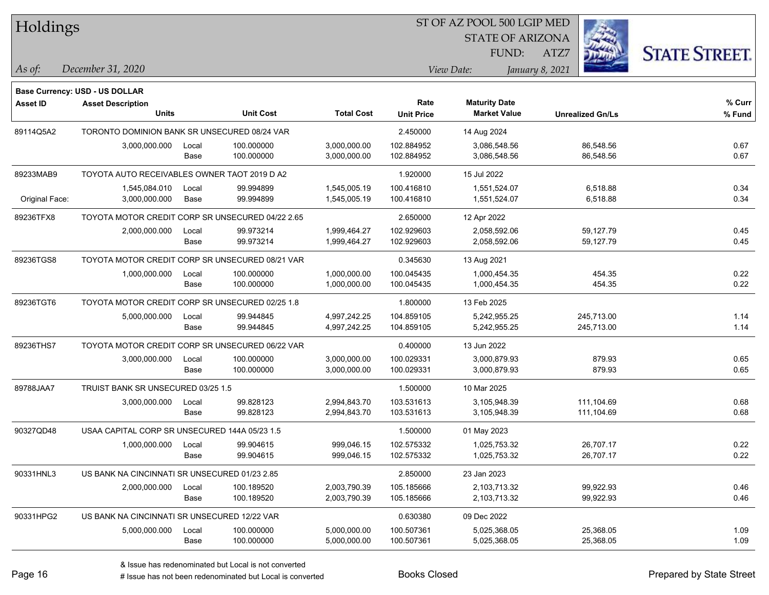# Holdings

ST OF AZ POOL 500 LGIP MED
STATE OF ARIZONA
FUND: ATZ7

*As of:* *December 31, 2020*

*View Date:* *January 8, 2021*

**Base Currency: USD - US DOLLAR**

| Asset ID | Asset Description / Units | | Unit Cost | Total Cost | Rate / Unit Price | Maturity Date / Market Value | Unrealized Gn/Ls | % Curr / % Fund |
|---|---|---|---|---|---|---|---|---|
| 89114Q5A2 | TORONTO DOMINION BANK SR UNSECURED 08/24 VAR | | | | 2.450000 | 14 Aug 2024 | | |
| | 3,000,000.000 | Local | 100.000000 | 3,000,000.00 | 102.884952 | 3,086,548.56 | 86,548.56 | 0.67 |
| | | Base | 100.000000 | 3,000,000.00 | 102.884952 | 3,086,548.56 | 86,548.56 | 0.67 |
| 89233MAB9 | TOYOTA AUTO RECEIVABLES OWNER TAOT 2019 D A2 | | | | 1.920000 | 15 Jul 2022 | | |
| | 1,545,084.010 | Local | 99.994899 | 1,545,005.19 | 100.416810 | 1,551,524.07 | 6,518.88 | 0.34 |
| Original Face: | 3,000,000.000 | Base | 99.994899 | 1,545,005.19 | 100.416810 | 1,551,524.07 | 6,518.88 | 0.34 |
| 89236TFX8 | TOYOTA MOTOR CREDIT CORP SR UNSECURED 04/22 2.65 | | | | 2.650000 | 12 Apr 2022 | | |
| | 2,000,000.000 | Local | 99.973214 | 1,999,464.27 | 102.929603 | 2,058,592.06 | 59,127.79 | 0.45 |
| | | Base | 99.973214 | 1,999,464.27 | 102.929603 | 2,058,592.06 | 59,127.79 | 0.45 |
| 89236TGS8 | TOYOTA MOTOR CREDIT CORP SR UNSECURED 08/21 VAR | | | | 0.345630 | 13 Aug 2021 | | |
| | 1,000,000.000 | Local | 100.000000 | 1,000,000.00 | 100.045435 | 1,000,454.35 | 454.35 | 0.22 |
| | | Base | 100.000000 | 1,000,000.00 | 100.045435 | 1,000,454.35 | 454.35 | 0.22 |
| 89236TGT6 | TOYOTA MOTOR CREDIT CORP SR UNSECURED 02/25 1.8 | | | | 1.800000 | 13 Feb 2025 | | |
| | 5,000,000.000 | Local | 99.944845 | 4,997,242.25 | 104.859105 | 5,242,955.25 | 245,713.00 | 1.14 |
| | | Base | 99.944845 | 4,997,242.25 | 104.859105 | 5,242,955.25 | 245,713.00 | 1.14 |
| 89236THS7 | TOYOTA MOTOR CREDIT CORP SR UNSECURED 06/22 VAR | | | | 0.400000 | 13 Jun 2022 | | |
| | 3,000,000.000 | Local | 100.000000 | 3,000,000.00 | 100.029331 | 3,000,879.93 | 879.93 | 0.65 |
| | | Base | 100.000000 | 3,000,000.00 | 100.029331 | 3,000,879.93 | 879.93 | 0.65 |
| 89788JAA7 | TRUIST BANK SR UNSECURED 03/25 1.5 | | | | 1.500000 | 10 Mar 2025 | | |
| | 3,000,000.000 | Local | 99.828123 | 2,994,843.70 | 103.531613 | 3,105,948.39 | 111,104.69 | 0.68 |
| | | Base | 99.828123 | 2,994,843.70 | 103.531613 | 3,105,948.39 | 111,104.69 | 0.68 |
| 90327QD48 | USAA CAPITAL CORP SR UNSECURED 144A 05/23 1.5 | | | | 1.500000 | 01 May 2023 | | |
| | 1,000,000.000 | Local | 99.904615 | 999,046.15 | 102.575332 | 1,025,753.32 | 26,707.17 | 0.22 |
| | | Base | 99.904615 | 999,046.15 | 102.575332 | 1,025,753.32 | 26,707.17 | 0.22 |
| 90331HNL3 | US BANK NA CINCINNATI SR UNSECURED 01/23 2.85 | | | | 2.850000 | 23 Jan 2023 | | |
| | 2,000,000.000 | Local | 100.189520 | 2,003,790.39 | 105.185666 | 2,103,713.32 | 99,922.93 | 0.46 |
| | | Base | 100.189520 | 2,003,790.39 | 105.185666 | 2,103,713.32 | 99,922.93 | 0.46 |
| 90331HPG2 | US BANK NA CINCINNATI SR UNSECURED 12/22 VAR | | | | 0.630380 | 09 Dec 2022 | | |
| | 5,000,000.000 | Local | 100.000000 | 5,000,000.00 | 100.507361 | 5,025,368.05 | 25,368.05 | 1.09 |
| | | Base | 100.000000 | 5,000,000.00 | 100.507361 | 5,025,368.05 | 25,368.05 | 1.09 |

& Issue has redenominated but Local is not converted
# Issue has not been redenominated but Local is converted

Books Closed

Prepared by State Street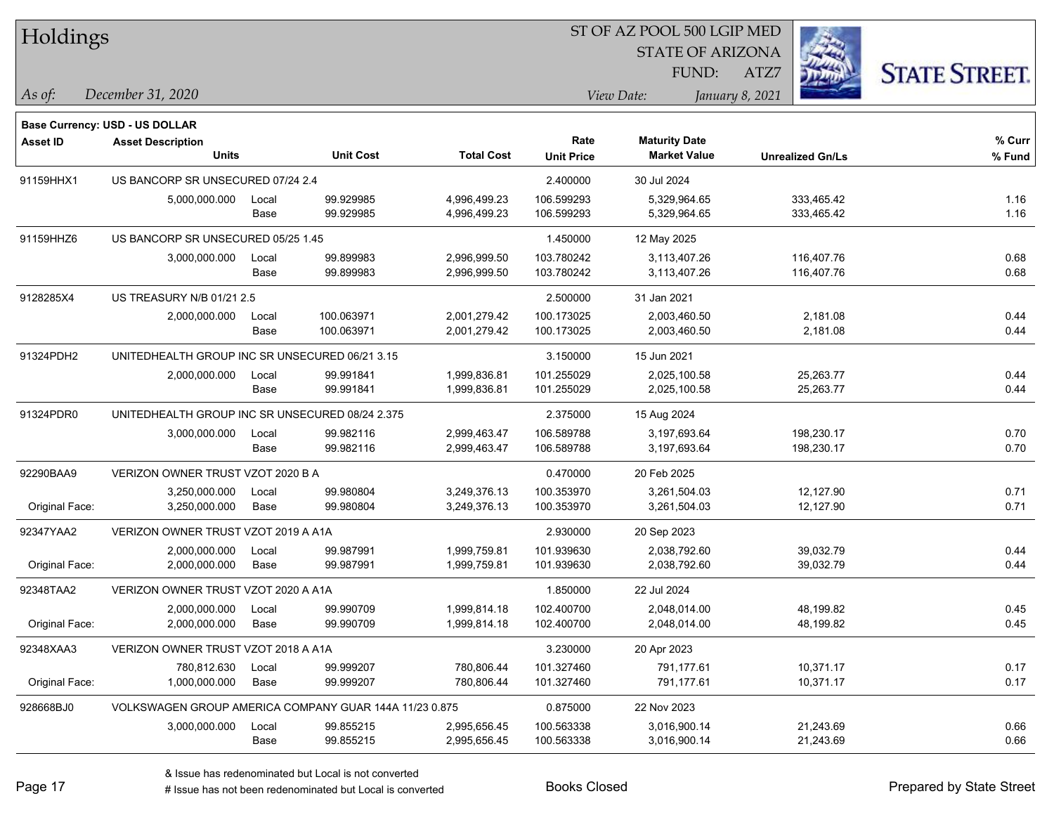# Holdings

ST OF AZ POOL 500 LGIP MED
STATE OF ARIZONA
FUND: ATZ7

*As of:* December 31, 2020

*View Date:* January 8, 2021

**Base Currency: USD - US DOLLAR**

| Asset ID | Asset Description / Units | | Unit Cost | Total Cost | Rate / Unit Price | Maturity Date / Market Value | Unrealized Gn/Ls | % Curr / % Fund |
|---|---|---|---|---|---|---|---|---|
| 91159HHX1 | US BANCORP SR UNSECURED 07/24 2.4 | | | | 2.400000 | 30 Jul 2024 | | |
| | 5,000,000.000 | Local | 99.929985 | 4,996,499.23 | 106.599293 | 5,329,964.65 | 333,465.42 | 1.16 |
| | | Base | 99.929985 | 4,996,499.23 | 106.599293 | 5,329,964.65 | 333,465.42 | 1.16 |
| 91159HHZ6 | US BANCORP SR UNSECURED 05/25 1.45 | | | | 1.450000 | 12 May 2025 | | |
| | 3,000,000.000 | Local | 99.899983 | 2,996,999.50 | 103.780242 | 3,113,407.26 | 116,407.76 | 0.68 |
| | | Base | 99.899983 | 2,996,999.50 | 103.780242 | 3,113,407.26 | 116,407.76 | 0.68 |
| 9128285X4 | US TREASURY N/B 01/21 2.5 | | | | 2.500000 | 31 Jan 2021 | | |
| | 2,000,000.000 | Local | 100.063971 | 2,001,279.42 | 100.173025 | 2,003,460.50 | 2,181.08 | 0.44 |
| | | Base | 100.063971 | 2,001,279.42 | 100.173025 | 2,003,460.50 | 2,181.08 | 0.44 |
| 91324PDH2 | UNITEDHEALTH GROUP INC SR UNSECURED 06/21 3.15 | | | | 3.150000 | 15 Jun 2021 | | |
| | 2,000,000.000 | Local | 99.991841 | 1,999,836.81 | 101.255029 | 2,025,100.58 | 25,263.77 | 0.44 |
| | | Base | 99.991841 | 1,999,836.81 | 101.255029 | 2,025,100.58 | 25,263.77 | 0.44 |
| 91324PDR0 | UNITEDHEALTH GROUP INC SR UNSECURED 08/24 2.375 | | | | 2.375000 | 15 Aug 2024 | | |
| | 3,000,000.000 | Local | 99.982116 | 2,999,463.47 | 106.589788 | 3,197,693.64 | 198,230.17 | 0.70 |
| | | Base | 99.982116 | 2,999,463.47 | 106.589788 | 3,197,693.64 | 198,230.17 | 0.70 |
| 92290BAA9 | VERIZON OWNER TRUST VZOT 2020 B A | | | | 0.470000 | 20 Feb 2025 | | |
| | 3,250,000.000 | Local | 99.980804 | 3,249,376.13 | 100.353970 | 3,261,504.03 | 12,127.90 | 0.71 |
| Original Face: | 3,250,000.000 | Base | 99.980804 | 3,249,376.13 | 100.353970 | 3,261,504.03 | 12,127.90 | 0.71 |
| 92347YAA2 | VERIZON OWNER TRUST VZOT 2019 A A1A | | | | 2.930000 | 20 Sep 2023 | | |
| | 2,000,000.000 | Local | 99.987991 | 1,999,759.81 | 101.939630 | 2,038,792.60 | 39,032.79 | 0.44 |
| Original Face: | 2,000,000.000 | Base | 99.987991 | 1,999,759.81 | 101.939630 | 2,038,792.60 | 39,032.79 | 0.44 |
| 92348TAA2 | VERIZON OWNER TRUST VZOT 2020 A A1A | | | | 1.850000 | 22 Jul 2024 | | |
| | 2,000,000.000 | Local | 99.990709 | 1,999,814.18 | 102.400700 | 2,048,014.00 | 48,199.82 | 0.45 |
| Original Face: | 2,000,000.000 | Base | 99.990709 | 1,999,814.18 | 102.400700 | 2,048,014.00 | 48,199.82 | 0.45 |
| 92348XAA3 | VERIZON OWNER TRUST VZOT 2018 A A1A | | | | 3.230000 | 20 Apr 2023 | | |
| | 780,812.630 | Local | 99.999207 | 780,806.44 | 101.327460 | 791,177.61 | 10,371.17 | 0.17 |
| Original Face: | 1,000,000.000 | Base | 99.999207 | 780,806.44 | 101.327460 | 791,177.61 | 10,371.17 | 0.17 |
| 928668BJ0 | VOLKSWAGEN GROUP AMERICA COMPANY GUAR 144A 11/23 0.875 | | | | 0.875000 | 22 Nov 2023 | | |
| | 3,000,000.000 | Local | 99.855215 | 2,995,656.45 | 100.563338 | 3,016,900.14 | 21,243.69 | 0.66 |
| | | Base | 99.855215 | 2,995,656.45 | 100.563338 | 3,016,900.14 | 21,243.69 | 0.66 |

& Issue has redenominated but Local is not converted
# Issue has not been redenominated but Local is converted

Books Closed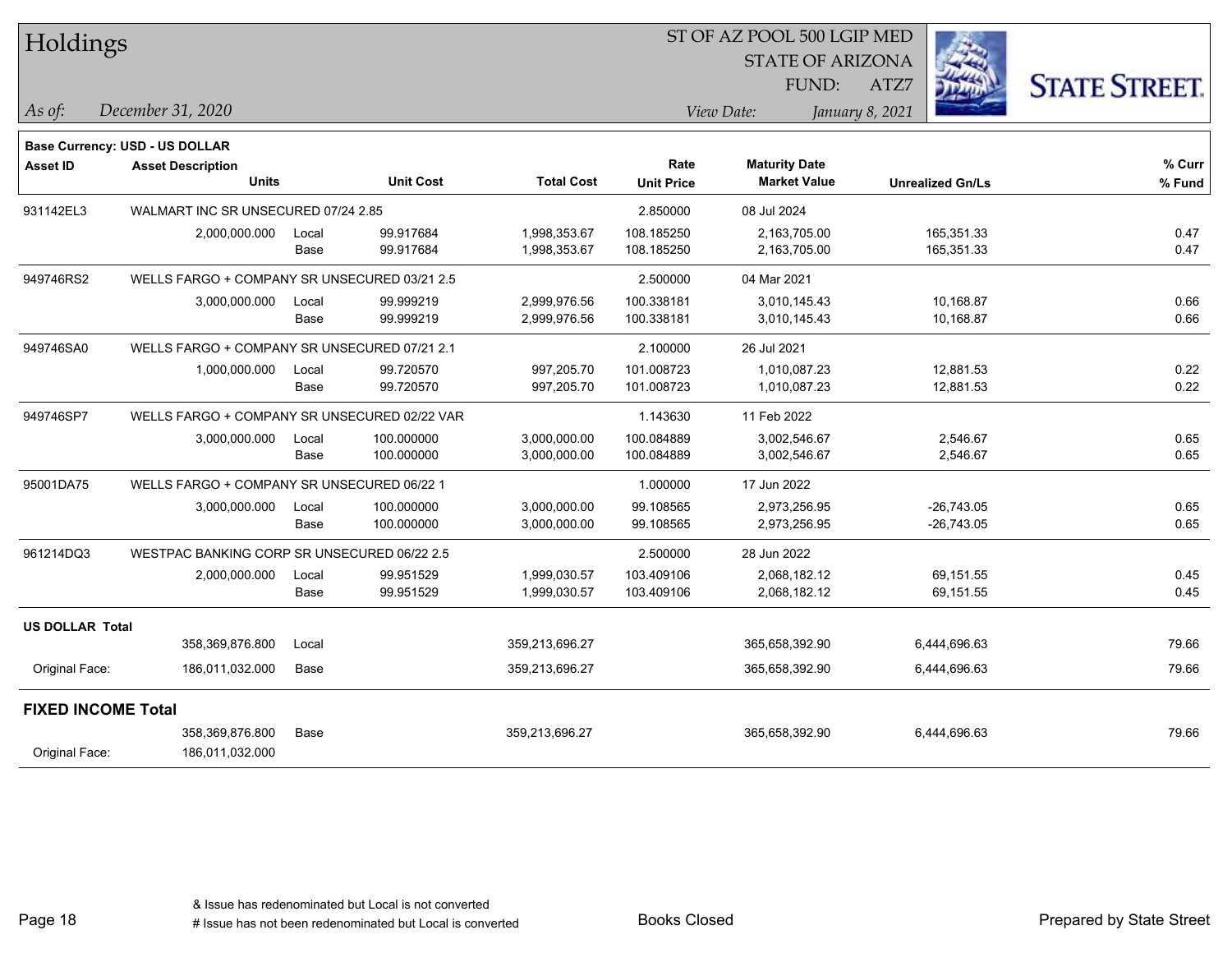# Holdings

ST OF AZ POOL 500 LGIP MED
STATE OF ARIZONA
FUND: ATZ7

*As of:* December 31, 2020
*View Date:* January 8, 2021

**Base Currency: USD - US DOLLAR**

| Asset ID | Asset Description / Units | | Unit Cost | Total Cost | Rate / Unit Price | Maturity Date / Market Value | Unrealized Gn/Ls | % Curr / % Fund |
|---|---|---|---|---|---|---|---|---|
| 931142EL3 | WALMART INC SR UNSECURED 07/24 2.85 | | | | 2.850000 | 08 Jul 2024 | | |
| | 2,000,000.000 | Local | 99.917684 | 1,998,353.67 | 108.185250 | 2,163,705.00 | 165,351.33 | 0.47 |
| | | Base | 99.917684 | 1,998,353.67 | 108.185250 | 2,163,705.00 | 165,351.33 | 0.47 |
| 949746RS2 | WELLS FARGO + COMPANY SR UNSECURED 03/21 2.5 | | | | 2.500000 | 04 Mar 2021 | | |
| | 3,000,000.000 | Local | 99.999219 | 2,999,976.56 | 100.338181 | 3,010,145.43 | 10,168.87 | 0.66 |
| | | Base | 99.999219 | 2,999,976.56 | 100.338181 | 3,010,145.43 | 10,168.87 | 0.66 |
| 949746SA0 | WELLS FARGO + COMPANY SR UNSECURED 07/21 2.1 | | | | 2.100000 | 26 Jul 2021 | | |
| | 1,000,000.000 | Local | 99.720570 | 997,205.70 | 101.008723 | 1,010,087.23 | 12,881.53 | 0.22 |
| | | Base | 99.720570 | 997,205.70 | 101.008723 | 1,010,087.23 | 12,881.53 | 0.22 |
| 949746SP7 | WELLS FARGO + COMPANY SR UNSECURED 02/22 VAR | | | | 1.143630 | 11 Feb 2022 | | |
| | 3,000,000.000 | Local | 100.000000 | 3,000,000.00 | 100.084889 | 3,002,546.67 | 2,546.67 | 0.65 |
| | | Base | 100.000000 | 3,000,000.00 | 100.084889 | 3,002,546.67 | 2,546.67 | 0.65 |
| 95001DA75 | WELLS FARGO + COMPANY SR UNSECURED 06/22 1 | | | | 1.000000 | 17 Jun 2022 | | |
| | 3,000,000.000 | Local | 100.000000 | 3,000,000.00 | 99.108565 | 2,973,256.95 | -26,743.05 | 0.65 |
| | | Base | 100.000000 | 3,000,000.00 | 99.108565 | 2,973,256.95 | -26,743.05 | 0.65 |
| 961214DQ3 | WESTPAC BANKING CORP SR UNSECURED 06/22 2.5 | | | | 2.500000 | 28 Jun 2022 | | |
| | 2,000,000.000 | Local | 99.951529 | 1,999,030.57 | 103.409106 | 2,068,182.12 | 69,151.55 | 0.45 |
| | | Base | 99.951529 | 1,999,030.57 | 103.409106 | 2,068,182.12 | 69,151.55 | 0.45 |
| **US DOLLAR Total** | | | | | | | | |
| | 358,369,876.800 | Local | | 359,213,696.27 | | 365,658,392.90 | 6,444,696.63 | 79.66 |
| Original Face: | 186,011,032.000 | Base | | 359,213,696.27 | | 365,658,392.90 | 6,444,696.63 | 79.66 |
| **FIXED INCOME Total** | | | | | | | | |
| | 358,369,876.800 | Base | | 359,213,696.27 | | 365,658,392.90 | 6,444,696.63 | 79.66 |
| Original Face: | 186,011,032.000 | | | | | | | |

& Issue has redenominated but Local is not converted
# Issue has not been redenominated but Local is converted

Books Closed

Prepared by State Street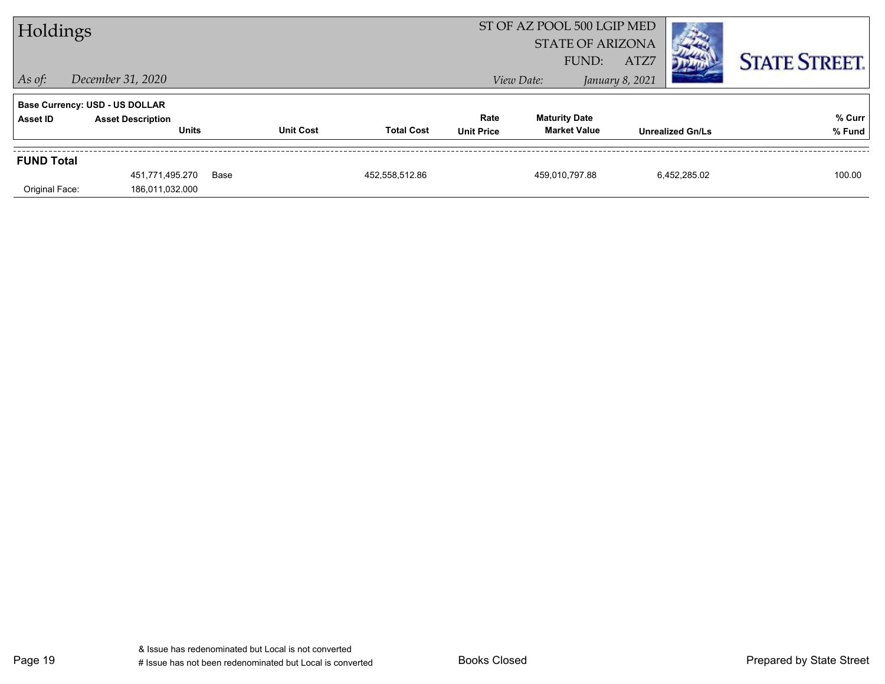# Holdings

ST OF AZ POOL 500 LGIP MED
STATE OF ARIZONA
FUND: ATZ7

*As of:* *December 31, 2020*

*View Date:* *January 8, 2021*

**Base Currency: USD - US DOLLAR**

| Asset ID | Asset Description / Units | | Unit Cost | Total Cost | Rate / Unit Price | Maturity Date / Market Value | Unrealized Gn/Ls | % Curr / % Fund |
|---|---|---|---|---|---|---|---|---|
| **FUND Total** | | | | | | | | |
| | 451,771,495.270 | Base | | 452,558,512.86 | | 459,010,797.88 | 6,452,285.02 | 100.00 |
| Original Face: | 186,011,032.000 | | | | | | | |

& Issue has redenominated but Local is not converted
# Issue has not been redenominated but Local is converted

Books Closed

Prepared by State Street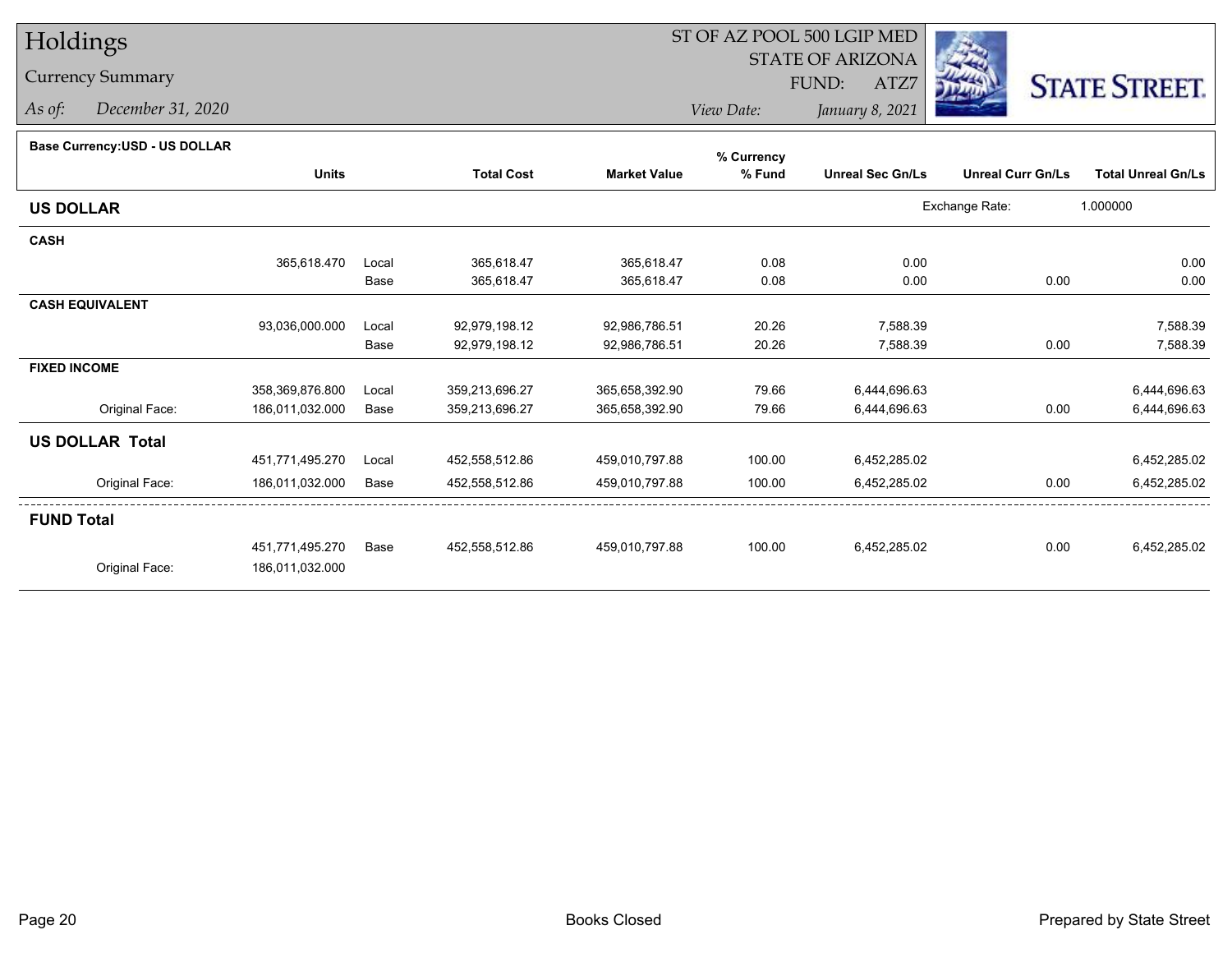# Holdings

## Currency Summary

*As of:* December 31, 2020

ST OF AZ POOL 500 LGIP MED
STATE OF ARIZONA
FUND: ATZ7
*View Date:* January 8, 2021

STATE STREET.

**Base Currency:USD - US DOLLAR**

| | Units | | Total Cost | Market Value | % Currency % Fund | Unreal Sec Gn/Ls | Unreal Curr Gn/Ls | Total Unreal Gn/Ls |
|---|---|---|---|---|---|---|---|---|
| **US DOLLAR** | | | | | | | Exchange Rate: | 1.000000 |
| **CASH** | | | | | | | | |
| | 365,618.470 | Local | 365,618.47 | 365,618.47 | 0.08 | 0.00 | | 0.00 |
| | | Base | 365,618.47 | 365,618.47 | 0.08 | 0.00 | 0.00 | 0.00 |
| **CASH EQUIVALENT** | | | | | | | | |
| | 93,036,000.000 | Local | 92,979,198.12 | 92,986,786.51 | 20.26 | 7,588.39 | | 7,588.39 |
| | | Base | 92,979,198.12 | 92,986,786.51 | 20.26 | 7,588.39 | 0.00 | 7,588.39 |
| **FIXED INCOME** | | | | | | | | |
| | 358,369,876.800 | Local | 359,213,696.27 | 365,658,392.90 | 79.66 | 6,444,696.63 | | 6,444,696.63 |
| Original Face: | 186,011,032.000 | Base | 359,213,696.27 | 365,658,392.90 | 79.66 | 6,444,696.63 | 0.00 | 6,444,696.63 |
| **US DOLLAR Total** | | | | | | | | |
| | 451,771,495.270 | Local | 452,558,512.86 | 459,010,797.88 | 100.00 | 6,452,285.02 | | 6,452,285.02 |
| Original Face: | 186,011,032.000 | Base | 452,558,512.86 | 459,010,797.88 | 100.00 | 6,452,285.02 | 0.00 | 6,452,285.02 |
| **FUND Total** | | | | | | | | |
| | 451,771,495.270 | Base | 452,558,512.86 | 459,010,797.88 | 100.00 | 6,452,285.02 | 0.00 | 6,452,285.02 |
| Original Face: | 186,011,032.000 | | | | | | | |

Books Closed

Prepared by State Street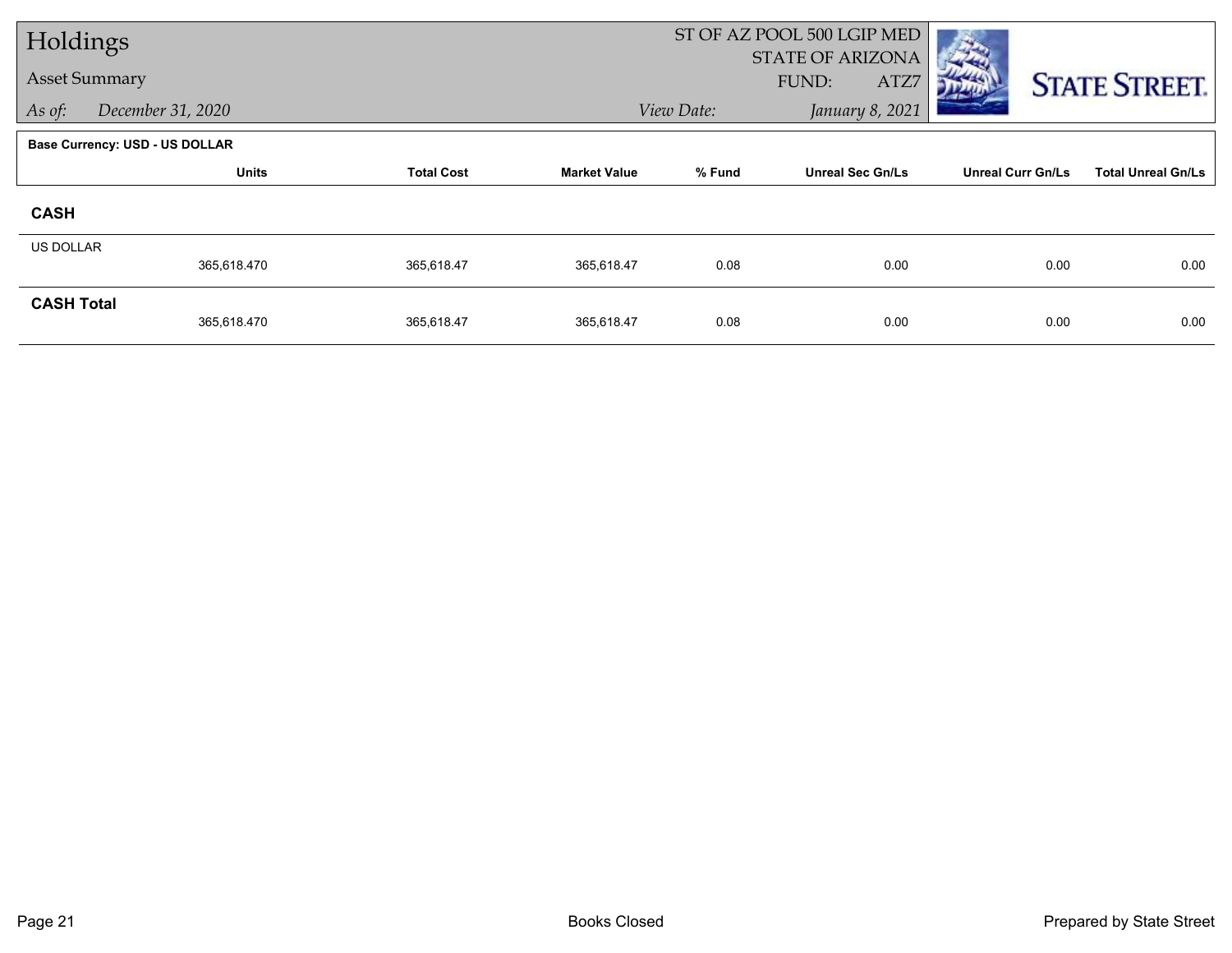# Holdings

## Asset Summary

*As of:* *December 31, 2020*

ST OF AZ POOL 500 LGIP MED
STATE OF ARIZONA
FUND: ATZ7

*View Date:* *January 8, 2021*

**Base Currency: USD - US DOLLAR**

| | Units | Total Cost | Market Value | % Fund | Unreal Sec Gn/Ls | Unreal Curr Gn/Ls | Total Unreal Gn/Ls |
|---|---|---|---|---|---|---|---|
| **CASH** | | | | | | | |
| US DOLLAR | 365,618.470 | 365,618.47 | 365,618.47 | 0.08 | 0.00 | 0.00 | 0.00 |
| **CASH Total** | 365,618.470 | 365,618.47 | 365,618.47 | 0.08 | 0.00 | 0.00 | 0.00 |

Books Closed

Prepared by State Street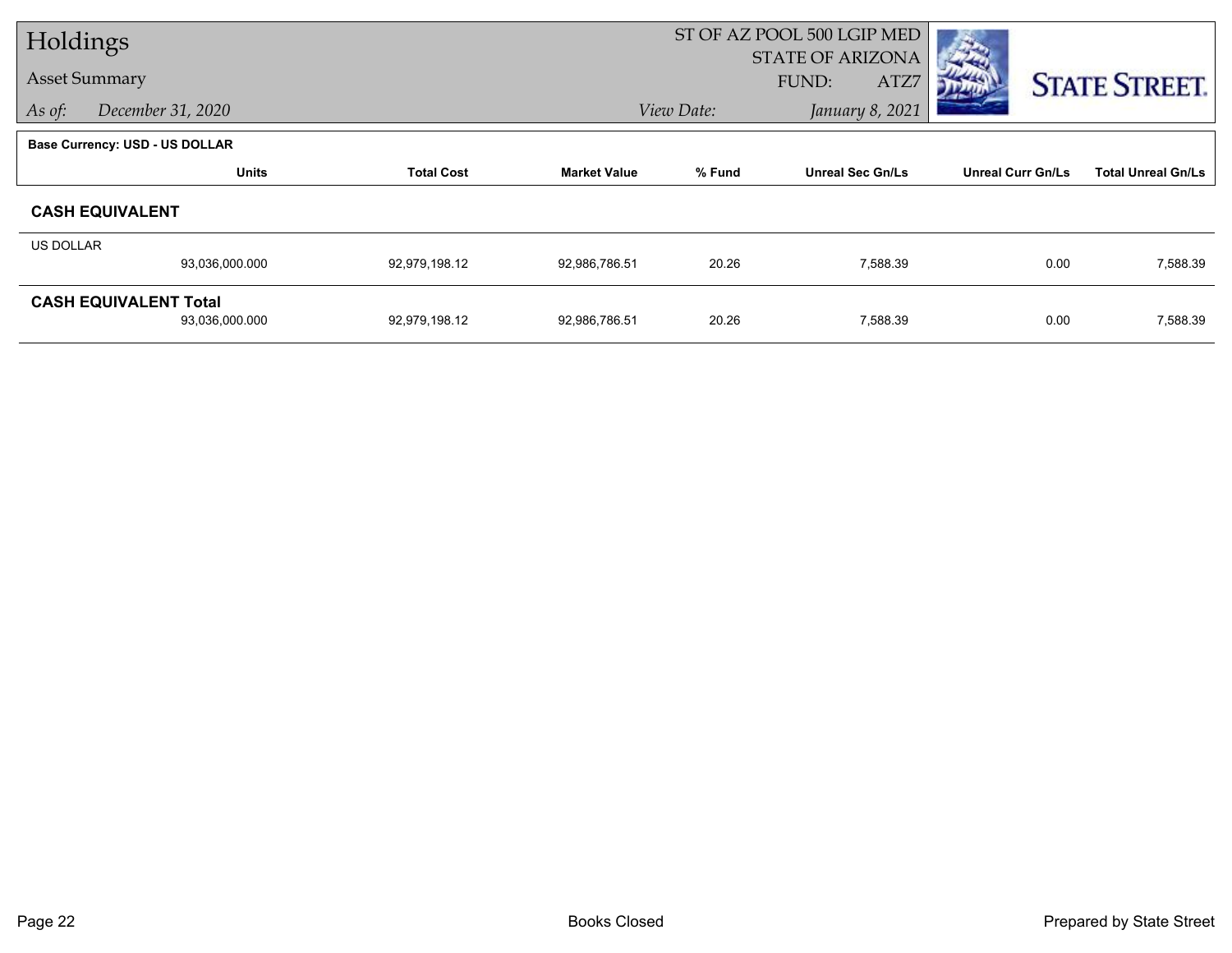# Holdings

## Asset Summary

*As of:* *December 31, 2020*

ST OF AZ POOL 500 LGIP MED
STATE OF ARIZONA
FUND: ATZ7

*View Date:* *January 8, 2021*

**Base Currency: USD - US DOLLAR**

| | Units | Total Cost | Market Value | % Fund | Unreal Sec Gn/Ls | Unreal Curr Gn/Ls | Total Unreal Gn/Ls |
|---|---|---|---|---|---|---|---|
| **CASH EQUIVALENT** | | | | | | | |
| US DOLLAR | 93,036,000.000 | 92,979,198.12 | 92,986,786.51 | 20.26 | 7,588.39 | 0.00 | 7,588.39 |
| **CASH EQUIVALENT Total** | 93,036,000.000 | 92,979,198.12 | 92,986,786.51 | 20.26 | 7,588.39 | 0.00 | 7,588.39 |

Books Closed

Prepared by State Street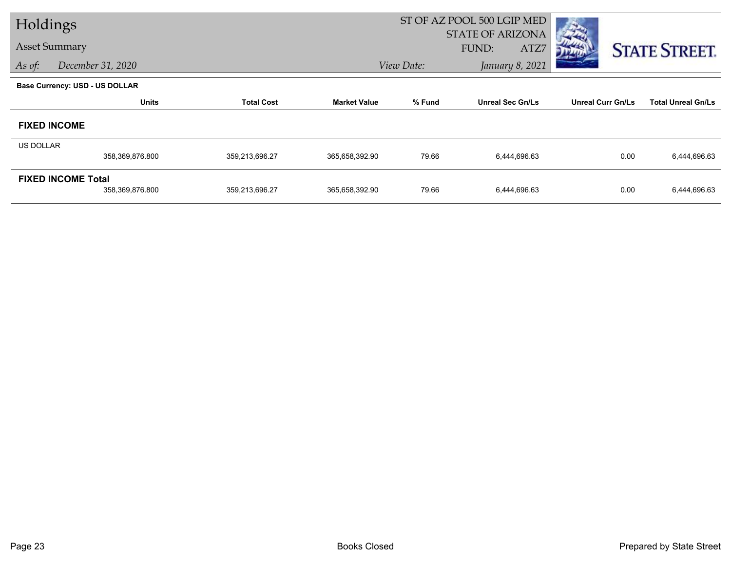# Holdings

## Asset Summary

*As of:* *December 31, 2020*

ST OF AZ POOL 500 LGIP MED
STATE OF ARIZONA
FUND: ATZ7

*View Date:* *January 8, 2021*

STATE STREET.

**Base Currency: USD - US DOLLAR**

| | Units | Total Cost | Market Value | % Fund | Unreal Sec Gn/Ls | Unreal Curr Gn/Ls | Total Unreal Gn/Ls |
|---|---|---|---|---|---|---|---|
| **FIXED INCOME** | | | | | | | |
| US DOLLAR | 358,369,876.800 | 359,213,696.27 | 365,658,392.90 | 79.66 | 6,444,696.63 | 0.00 | 6,444,696.63 |
| **FIXED INCOME Total** | 358,369,876.800 | 359,213,696.27 | 365,658,392.90 | 79.66 | 6,444,696.63 | 0.00 | 6,444,696.63 |

Books Closed

Prepared by State Street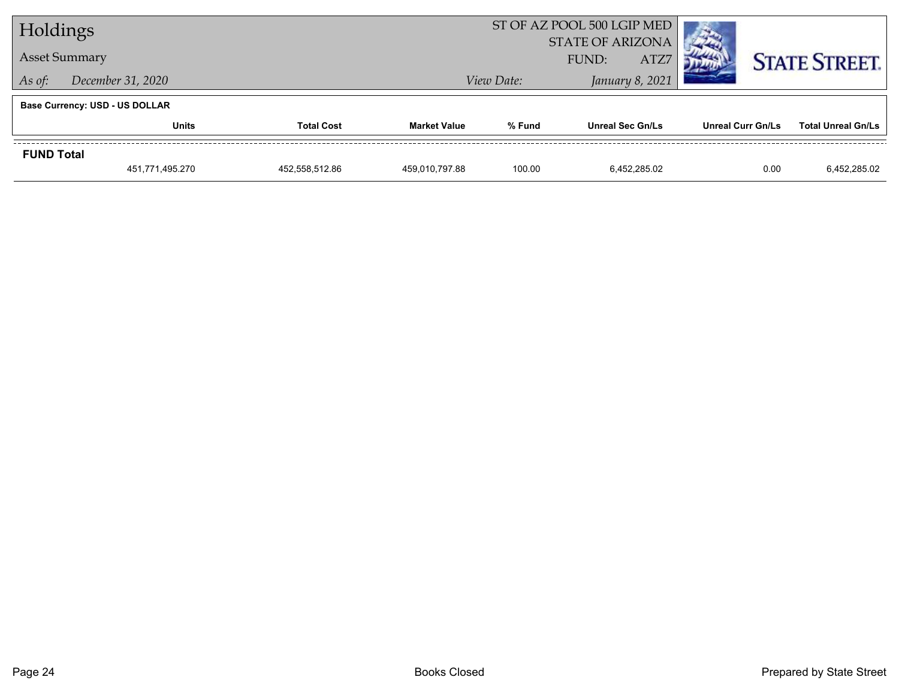# Holdings

## Asset Summary

*As of:* *December 31, 2020*

ST OF AZ POOL 500 LGIP MED
STATE OF ARIZONA
FUND: ATZ7
*View Date:* *January 8, 2021*

STATE STREET.

**Base Currency: USD - US DOLLAR**

| | Units | Total Cost | Market Value | % Fund | Unreal Sec Gn/Ls | Unreal Curr Gn/Ls | Total Unreal Gn/Ls |
|---|---|---|---|---|---|---|---|
| **FUND Total** | | | | | | | |
| | 451,771,495.270 | 452,558,512.86 | 459,010,797.88 | 100.00 | 6,452,285.02 | 0.00 | 6,452,285.02 |

Books Closed

Prepared by State Street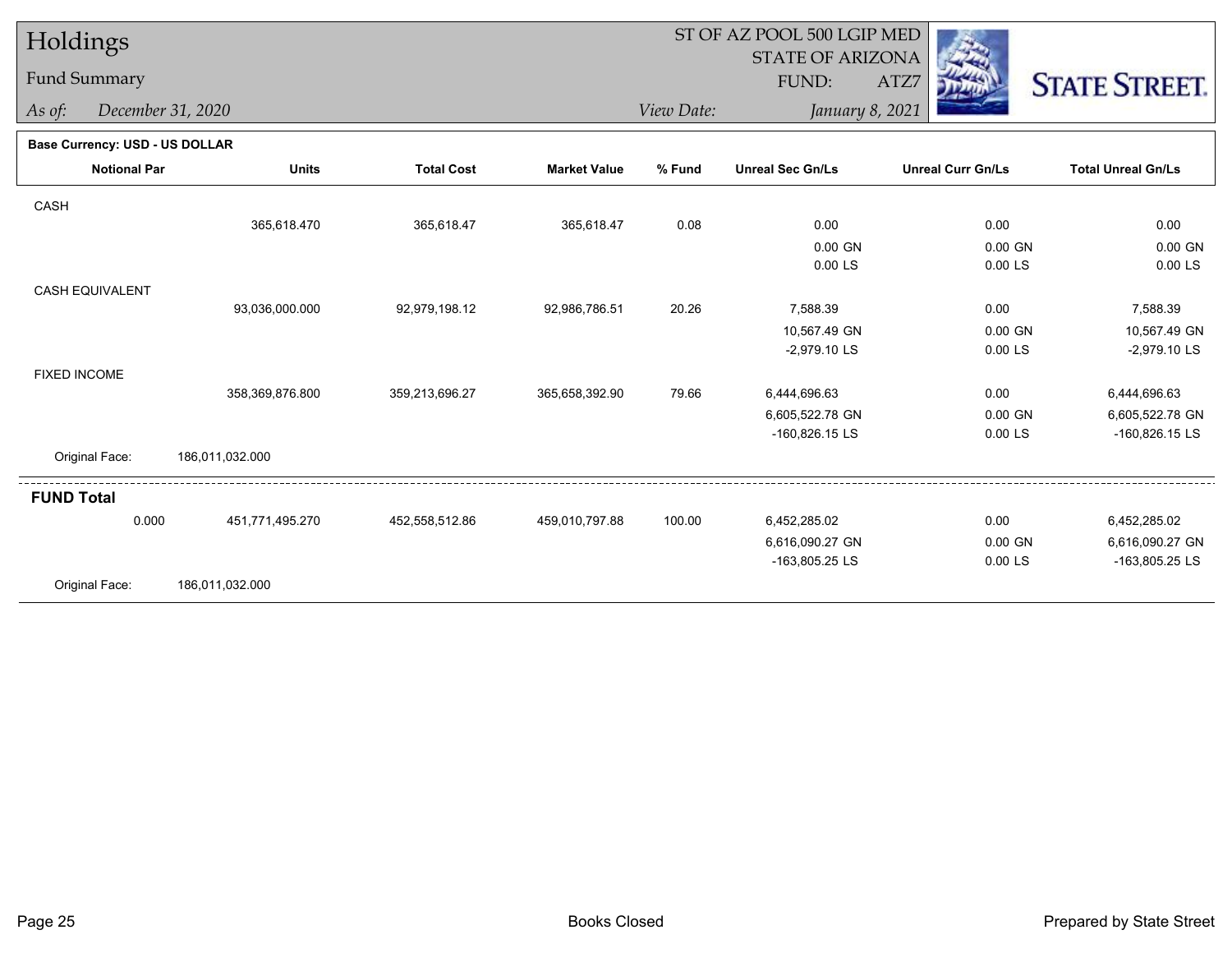# Holdings

Fund Summary

*As of:* *December 31, 2020*

ST OF AZ POOL 500 LGIP MED
STATE OF ARIZONA
FUND: ATZ7

*View Date:* *January 8, 2021*

STATE STREET.

**Base Currency: USD - US DOLLAR**

| Notional Par | Units | Total Cost | Market Value | % Fund | Unreal Sec Gn/Ls | Unreal Curr Gn/Ls | Total Unreal Gn/Ls |
|---|---|---|---|---|---|---|---|
| CASH | | | | | | | |
| | 365,618.470 | 365,618.47 | 365,618.47 | 0.08 | 0.00 | 0.00 | 0.00 |
| | | | | | 0.00 GN | 0.00 GN | 0.00 GN |
| | | | | | 0.00 LS | 0.00 LS | 0.00 LS |
| CASH EQUIVALENT | | | | | | | |
| | 93,036,000.000 | 92,979,198.12 | 92,986,786.51 | 20.26 | 7,588.39 | 0.00 | 7,588.39 |
| | | | | | 10,567.49 GN | 0.00 GN | 10,567.49 GN |
| | | | | | -2,979.10 LS | 0.00 LS | -2,979.10 LS |
| FIXED INCOME | | | | | | | |
| | 358,369,876.800 | 359,213,696.27 | 365,658,392.90 | 79.66 | 6,444,696.63 | 0.00 | 6,444,696.63 |
| | | | | | 6,605,522.78 GN | 0.00 GN | 6,605,522.78 GN |
| | | | | | -160,826.15 LS | 0.00 LS | -160,826.15 LS |
| Original Face: 186,011,032.000 | | | | | | | |
| **FUND Total** | | | | | | | |
| 0.000 | 451,771,495.270 | 452,558,512.86 | 459,010,797.88 | 100.00 | 6,452,285.02 | 0.00 | 6,452,285.02 |
| | | | | | 6,616,090.27 GN | 0.00 GN | 6,616,090.27 GN |
| | | | | | -163,805.25 LS | 0.00 LS | -163,805.25 LS |
| Original Face: 186,011,032.000 | | | | | | | |

Books Closed

Prepared by State Street